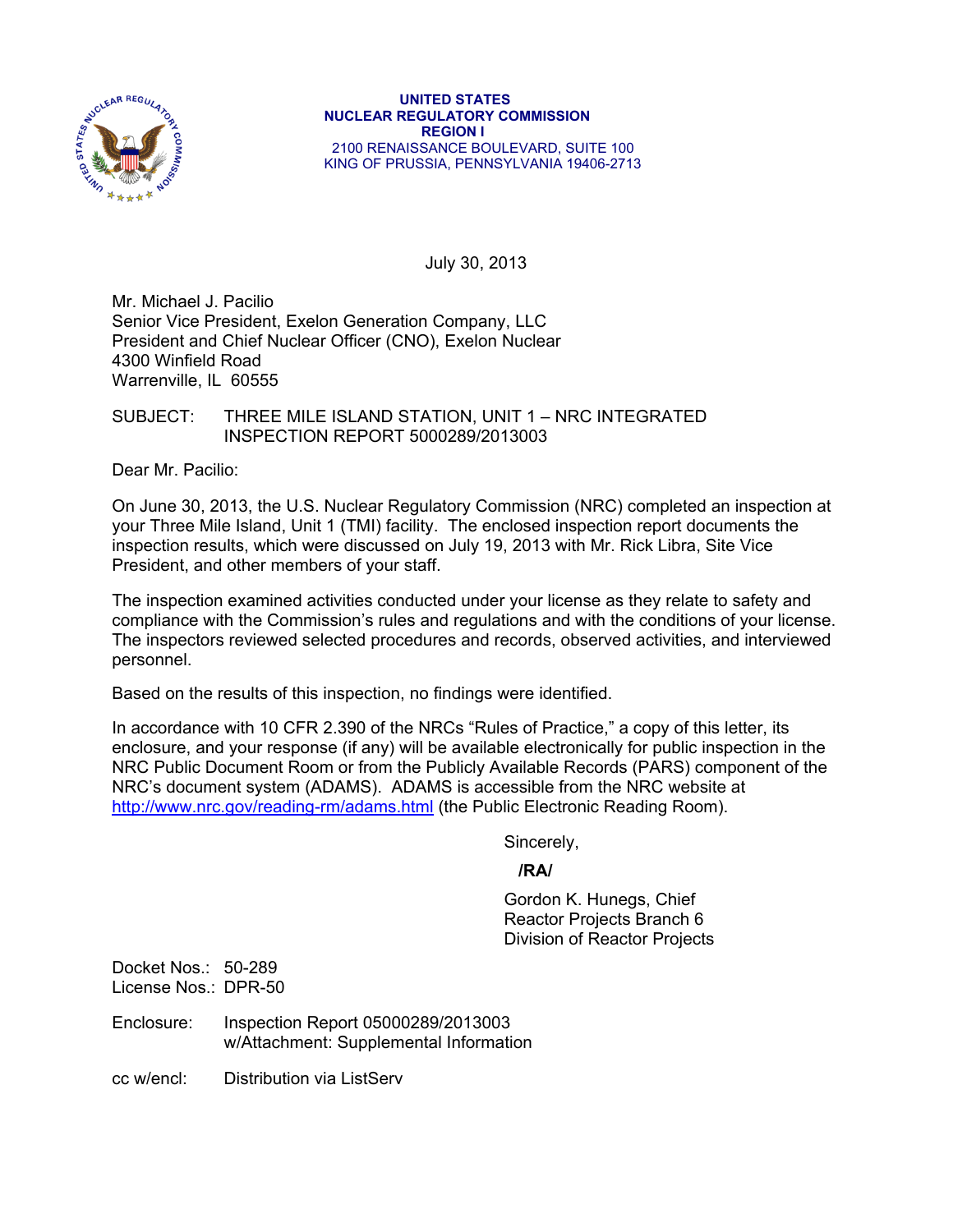**UNITED STATES**
**NUCLEAR REGULATORY COMMISSION**
**REGION I**
2100 RENAISSANCE BOULEVARD, SUITE 100
KING OF PRUSSIA, PENNSYLVANIA 19406-2713

July 30, 2013

Mr. Michael J. Pacilio
Senior Vice President, Exelon Generation Company, LLC
President and Chief Nuclear Officer (CNO), Exelon Nuclear
4300 Winfield Road
Warrenville, IL 60555

SUBJECT: THREE MILE ISLAND STATION, UNIT 1 – NRC INTEGRATED INSPECTION REPORT 5000289/2013003

Dear Mr. Pacilio:

On June 30, 2013, the U.S. Nuclear Regulatory Commission (NRC) completed an inspection at your Three Mile Island, Unit 1 (TMI) facility. The enclosed inspection report documents the inspection results, which were discussed on July 19, 2013 with Mr. Rick Libra, Site Vice President, and other members of your staff.

The inspection examined activities conducted under your license as they relate to safety and compliance with the Commission's rules and regulations and with the conditions of your license. The inspectors reviewed selected procedures and records, observed activities, and interviewed personnel.

Based on the results of this inspection, no findings were identified.

In accordance with 10 CFR 2.390 of the NRCs "Rules of Practice," a copy of this letter, its enclosure, and your response (if any) will be available electronically for public inspection in the NRC Public Document Room or from the Publicly Available Records (PARS) component of the NRC's document system (ADAMS). ADAMS is accessible from the NRC website at http://www.nrc.gov/reading-rm/adams.html (the Public Electronic Reading Room).

Sincerely,

**/RA/**

Gordon K. Hunegs, Chief
Reactor Projects Branch 6
Division of Reactor Projects

Docket Nos.: 50-289
License Nos.: DPR-50

Enclosure: Inspection Report 05000289/2013003
w/Attachment: Supplemental Information

cc w/encl: Distribution via ListServ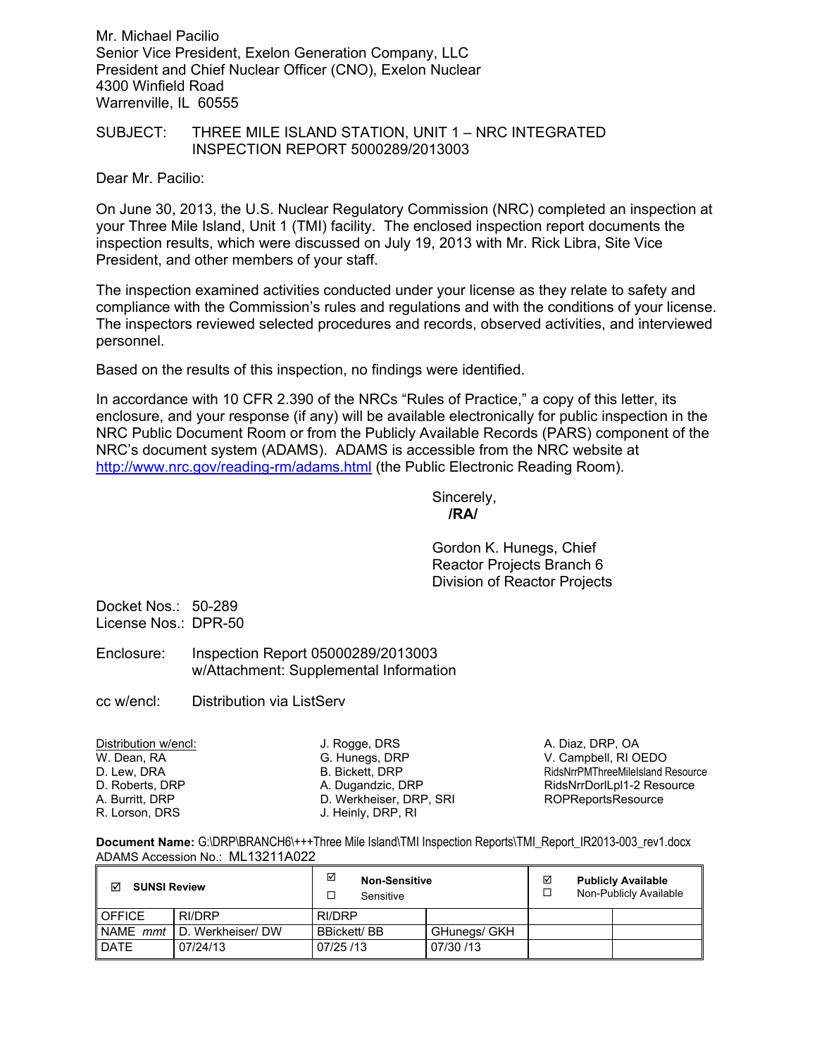Mr. Michael Pacilio
Senior Vice President, Exelon Generation Company, LLC
President and Chief Nuclear Officer (CNO), Exelon Nuclear
4300 Winfield Road
Warrenville, IL 60555

SUBJECT: THREE MILE ISLAND STATION, UNIT 1 – NRC INTEGRATED INSPECTION REPORT 5000289/2013003

Dear Mr. Pacilio:

On June 30, 2013, the U.S. Nuclear Regulatory Commission (NRC) completed an inspection at your Three Mile Island, Unit 1 (TMI) facility. The enclosed inspection report documents the inspection results, which were discussed on July 19, 2013 with Mr. Rick Libra, Site Vice President, and other members of your staff.

The inspection examined activities conducted under your license as they relate to safety and compliance with the Commission's rules and regulations and with the conditions of your license. The inspectors reviewed selected procedures and records, observed activities, and interviewed personnel.

Based on the results of this inspection, no findings were identified.

In accordance with 10 CFR 2.390 of the NRCs "Rules of Practice," a copy of this letter, its enclosure, and your response (if any) will be available electronically for public inspection in the NRC Public Document Room or from the Publicly Available Records (PARS) component of the NRC's document system (ADAMS). ADAMS is accessible from the NRC website at http://www.nrc.gov/reading-rm/adams.html (the Public Electronic Reading Room).

Sincerely,
**/RA/**

Gordon K. Hunegs, Chief
Reactor Projects Branch 6
Division of Reactor Projects

Docket Nos.: 50-289
License Nos.: DPR-50

Enclosure: Inspection Report 05000289/2013003
w/Attachment: Supplemental Information

cc w/encl: Distribution via ListServ

Distribution w/encl:
W. Dean, RA
D. Lew, DRA
D. Roberts, DRP
A. Burritt, DRP
R. Lorson, DRS
J. Rogge, DRS
G. Hunegs, DRP
B. Bickett, DRP
A. Dugandzic, DRP
D. Werkheiser, DRP, SRI
J. Heinly, DRP, RI
A. Diaz, DRP, OA
V. Campbell, RI OEDO
RidsNrrPMThreeMileIsland Resource
RidsNrrDorlLpl1-2 Resource
ROPReportsResource

**Document Name:** G:\DRP\BRANCH6\+++Three Mile Island\TMI Inspection Reports\TMI_Report_IR2013-003_rev1.docx
ADAMS Accession No.: ML13211A022

| ☑ **SUNSI Review** | | ☑ **Non-Sensitive** ☐ Sensitive | | ☑ **Publicly Available** ☐ Non-Publicly Available | |
|---|---|---|---|---|---|
| OFFICE | RI/DRP | RI/DRP | | | |
| NAME *mmt* | D. Werkheiser/ DW | BBickett/ BB | GHunegs/ GKH | | |
| DATE | 07/24/13 | 07/25 /13 | 07/30 /13 | | |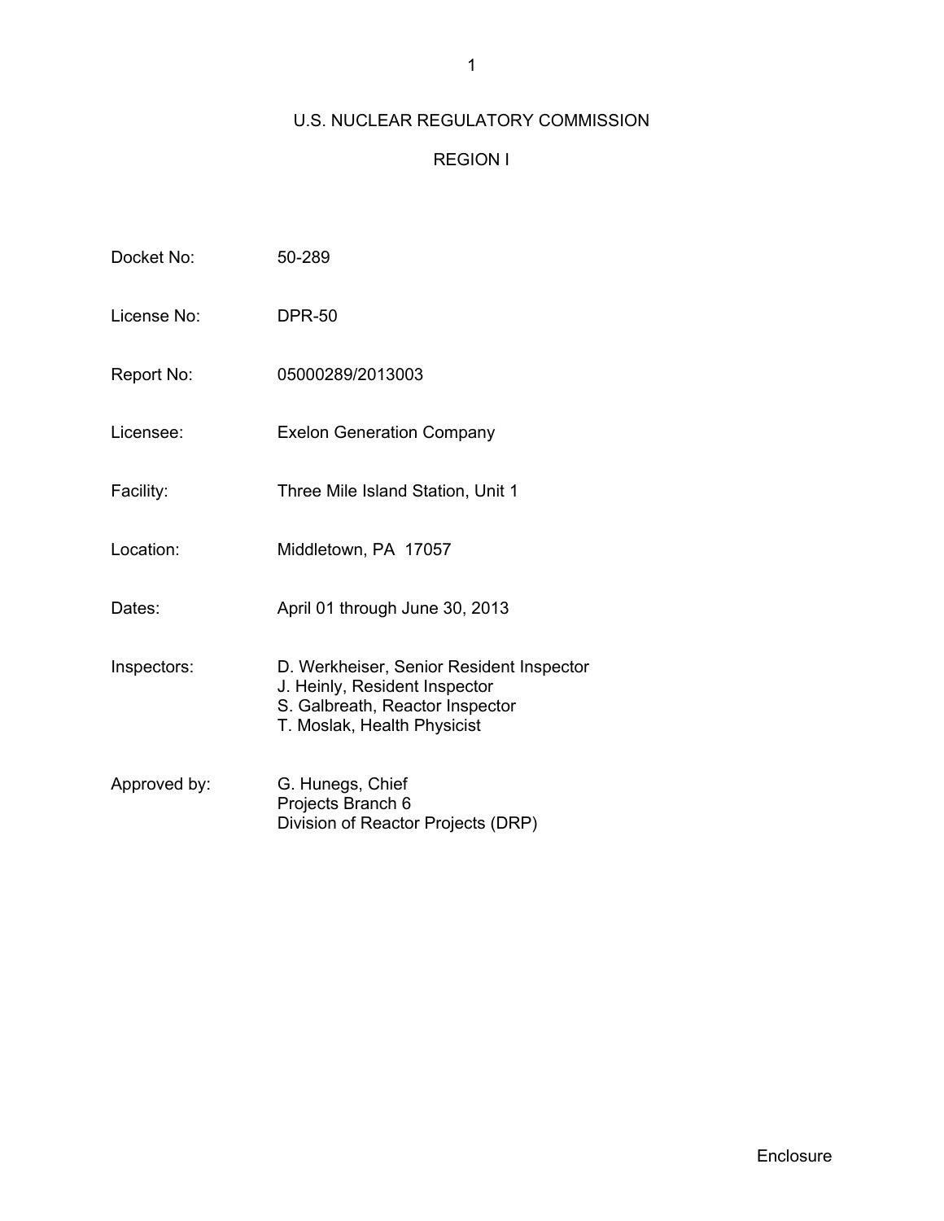U.S. NUCLEAR REGULATORY COMMISSION

REGION I

| | |
|---|---|
| Docket No: | 50-289 |
| License No: | DPR-50 |
| Report No: | 05000289/2013003 |
| Licensee: | Exelon Generation Company |
| Facility: | Three Mile Island Station, Unit 1 |
| Location: | Middletown, PA 17057 |
| Dates: | April 01 through June 30, 2013 |
| Inspectors: | D. Werkheiser, Senior Resident Inspector<br>J. Heinly, Resident Inspector<br>S. Galbreath, Reactor Inspector<br>T. Moslak, Health Physicist |
| Approved by: | G. Hunegs, Chief<br>Projects Branch 6<br>Division of Reactor Projects (DRP) |

Enclosure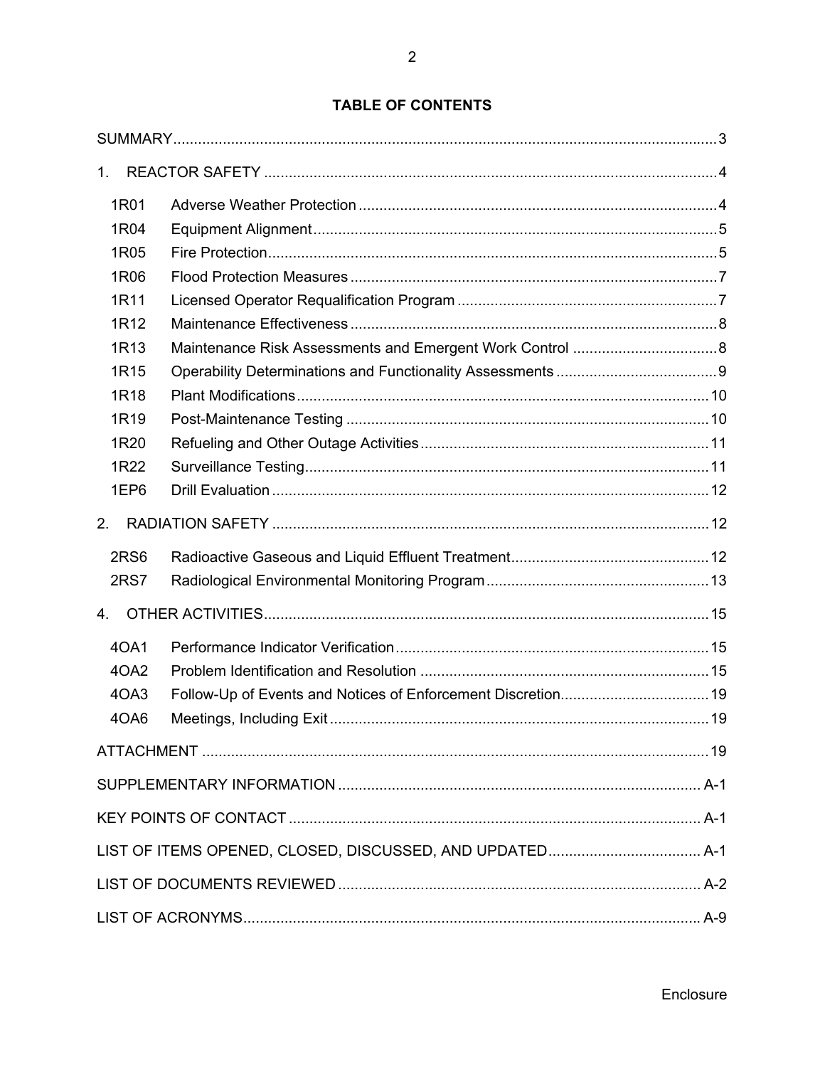# TABLE OF CONTENTS

SUMMARY ..... 3

1. REACTOR SAFETY ..... 4

| | | |
|---|---|---|
| 1R01 | Adverse Weather Protection | 4 |
| 1R04 | Equipment Alignment | 5 |
| 1R05 | Fire Protection | 5 |
| 1R06 | Flood Protection Measures | 7 |
| 1R11 | Licensed Operator Requalification Program | 7 |
| 1R12 | Maintenance Effectiveness | 8 |
| 1R13 | Maintenance Risk Assessments and Emergent Work Control | 8 |
| 1R15 | Operability Determinations and Functionality Assessments | 9 |
| 1R18 | Plant Modifications | 10 |
| 1R19 | Post-Maintenance Testing | 10 |
| 1R20 | Refueling and Other Outage Activities | 11 |
| 1R22 | Surveillance Testing | 11 |
| 1EP6 | Drill Evaluation | 12 |

2. RADIATION SAFETY ..... 12

| | | |
|---|---|---|
| 2RS6 | Radioactive Gaseous and Liquid Effluent Treatment | 12 |
| 2RS7 | Radiological Environmental Monitoring Program | 13 |

4. OTHER ACTIVITIES ..... 15

| | | |
|---|---|---|
| 4OA1 | Performance Indicator Verification | 15 |
| 4OA2 | Problem Identification and Resolution | 15 |
| 4OA3 | Follow-Up of Events and Notices of Enforcement Discretion | 19 |
| 4OA6 | Meetings, Including Exit | 19 |

ATTACHMENT ..... 19

SUPPLEMENTARY INFORMATION ..... A-1

KEY POINTS OF CONTACT ..... A-1

LIST OF ITEMS OPENED, CLOSED, DISCUSSED, AND UPDATED ..... A-1

LIST OF DOCUMENTS REVIEWED ..... A-2

LIST OF ACRONYMS ..... A-9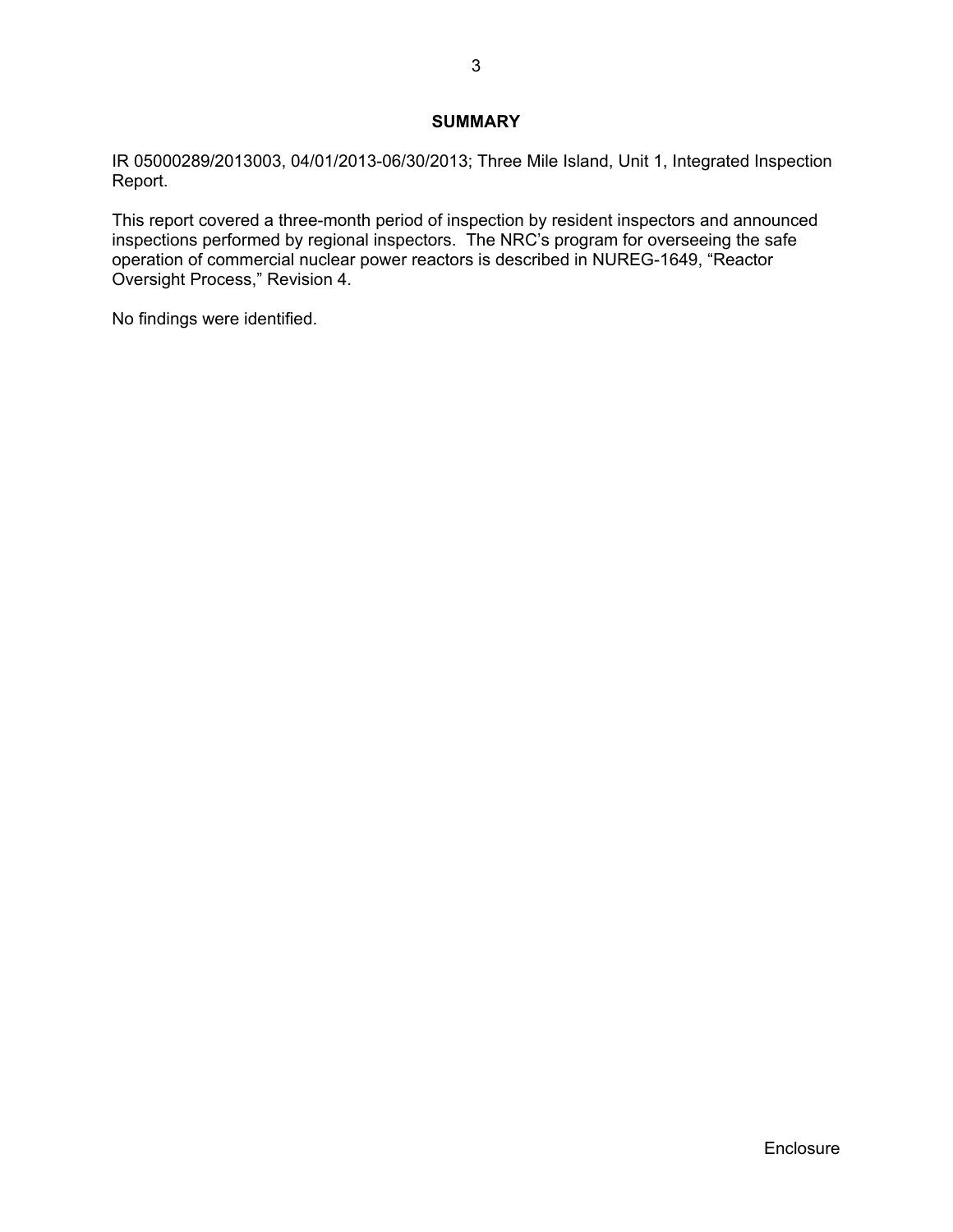## SUMMARY

IR 05000289/2013003, 04/01/2013-06/30/2013; Three Mile Island, Unit 1, Integrated Inspection Report.

This report covered a three-month period of inspection by resident inspectors and announced inspections performed by regional inspectors. The NRC's program for overseeing the safe operation of commercial nuclear power reactors is described in NUREG-1649, "Reactor Oversight Process," Revision 4.

No findings were identified.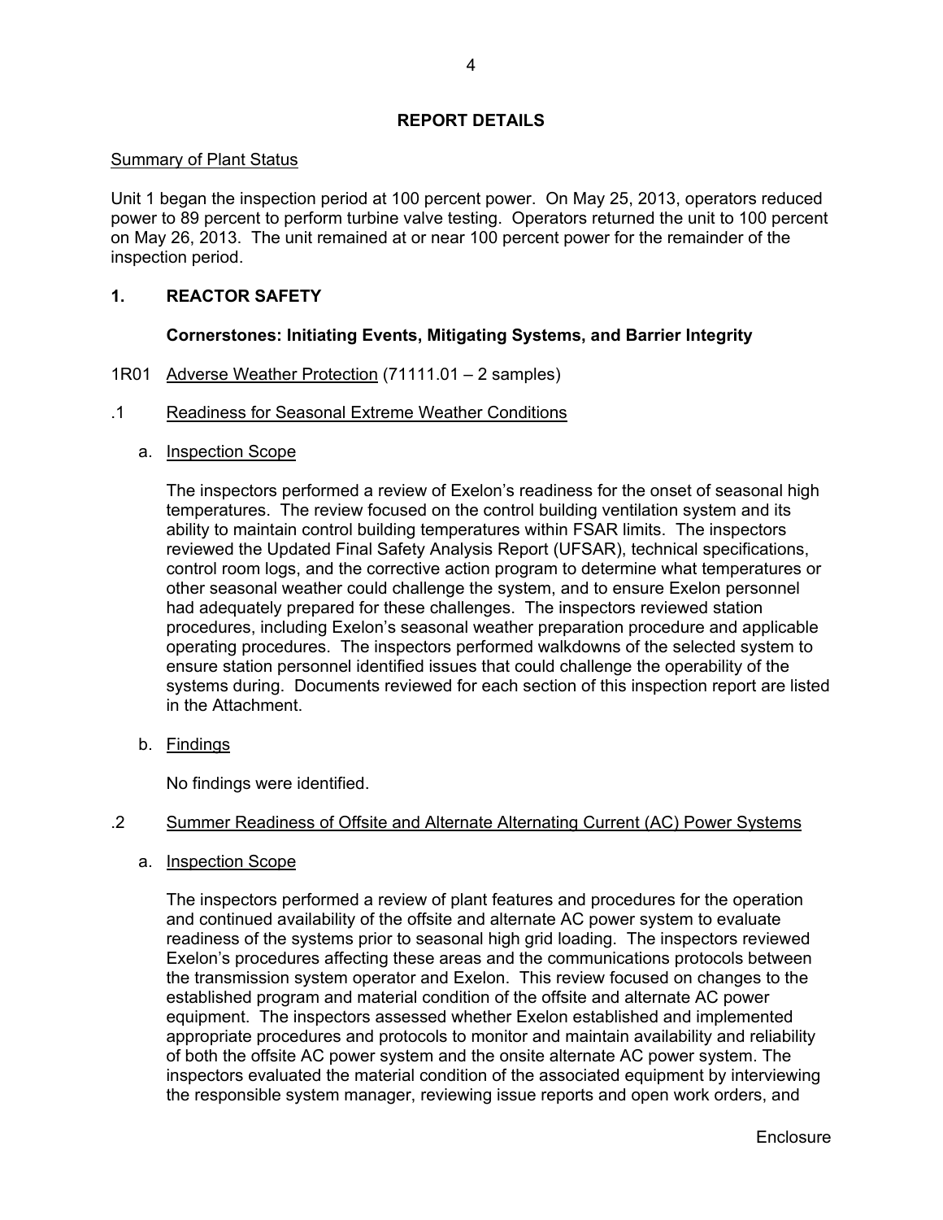## REPORT DETAILS

Summary of Plant Status

Unit 1 began the inspection period at 100 percent power. On May 25, 2013, operators reduced power to 89 percent to perform turbine valve testing. Operators returned the unit to 100 percent on May 26, 2013. The unit remained at or near 100 percent power for the remainder of the inspection period.

## 1. REACTOR SAFETY

### Cornerstones: Initiating Events, Mitigating Systems, and Barrier Integrity

1R01 Adverse Weather Protection (71111.01 – 2 samples)

.1 Readiness for Seasonal Extreme Weather Conditions

a. Inspection Scope

The inspectors performed a review of Exelon's readiness for the onset of seasonal high temperatures. The review focused on the control building ventilation system and its ability to maintain control building temperatures within FSAR limits. The inspectors reviewed the Updated Final Safety Analysis Report (UFSAR), technical specifications, control room logs, and the corrective action program to determine what temperatures or other seasonal weather could challenge the system, and to ensure Exelon personnel had adequately prepared for these challenges. The inspectors reviewed station procedures, including Exelon's seasonal weather preparation procedure and applicable operating procedures. The inspectors performed walkdowns of the selected system to ensure station personnel identified issues that could challenge the operability of the systems during. Documents reviewed for each section of this inspection report are listed in the Attachment.

b. Findings

No findings were identified.

.2 Summer Readiness of Offsite and Alternate Alternating Current (AC) Power Systems

a. Inspection Scope

The inspectors performed a review of plant features and procedures for the operation and continued availability of the offsite and alternate AC power system to evaluate readiness of the systems prior to seasonal high grid loading. The inspectors reviewed Exelon's procedures affecting these areas and the communications protocols between the transmission system operator and Exelon. This review focused on changes to the established program and material condition of the offsite and alternate AC power equipment. The inspectors assessed whether Exelon established and implemented appropriate procedures and protocols to monitor and maintain availability and reliability of both the offsite AC power system and the onsite alternate AC power system. The inspectors evaluated the material condition of the associated equipment by interviewing the responsible system manager, reviewing issue reports and open work orders, and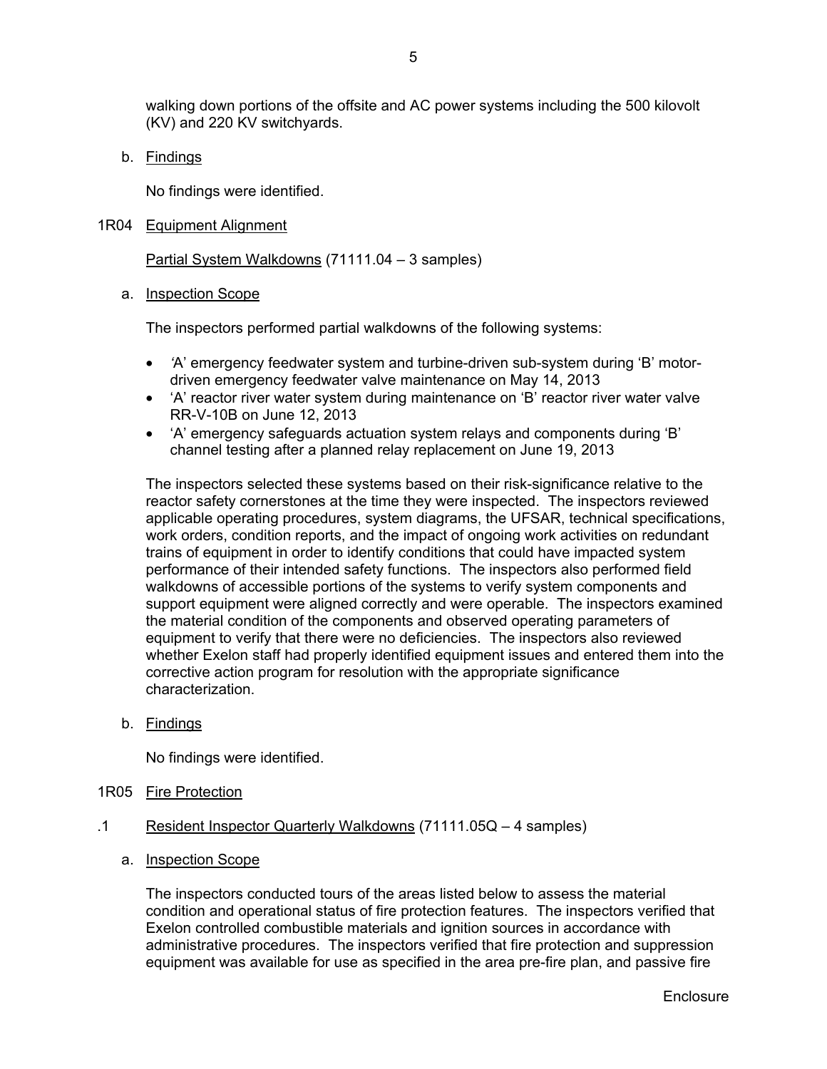walking down portions of the offsite and AC power systems including the 500 kilovolt (KV) and 220 KV switchyards.

b. Findings

No findings were identified.

1R04 Equipment Alignment

Partial System Walkdowns (71111.04 – 3 samples)

a. Inspection Scope

The inspectors performed partial walkdowns of the following systems:

- 'A' emergency feedwater system and turbine-driven sub-system during 'B' motor-driven emergency feedwater valve maintenance on May 14, 2013
- 'A' reactor river water system during maintenance on 'B' reactor river water valve RR-V-10B on June 12, 2013
- 'A' emergency safeguards actuation system relays and components during 'B' channel testing after a planned relay replacement on June 19, 2013

The inspectors selected these systems based on their risk-significance relative to the reactor safety cornerstones at the time they were inspected. The inspectors reviewed applicable operating procedures, system diagrams, the UFSAR, technical specifications, work orders, condition reports, and the impact of ongoing work activities on redundant trains of equipment in order to identify conditions that could have impacted system performance of their intended safety functions. The inspectors also performed field walkdowns of accessible portions of the systems to verify system components and support equipment were aligned correctly and were operable. The inspectors examined the material condition of the components and observed operating parameters of equipment to verify that there were no deficiencies. The inspectors also reviewed whether Exelon staff had properly identified equipment issues and entered them into the corrective action program for resolution with the appropriate significance characterization.

b. Findings

No findings were identified.

1R05 Fire Protection

.1 Resident Inspector Quarterly Walkdowns (71111.05Q – 4 samples)

a. Inspection Scope

The inspectors conducted tours of the areas listed below to assess the material condition and operational status of fire protection features. The inspectors verified that Exelon controlled combustible materials and ignition sources in accordance with administrative procedures. The inspectors verified that fire protection and suppression equipment was available for use as specified in the area pre-fire plan, and passive fire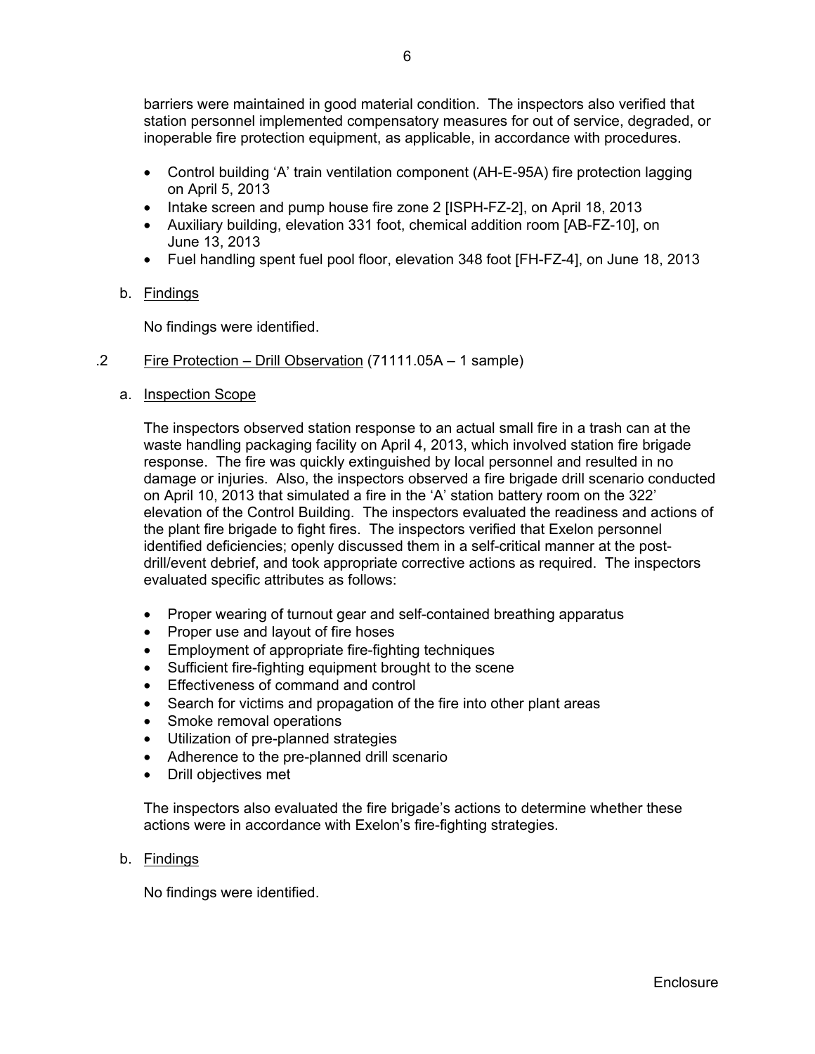barriers were maintained in good material condition. The inspectors also verified that station personnel implemented compensatory measures for out of service, degraded, or inoperable fire protection equipment, as applicable, in accordance with procedures.

- Control building 'A' train ventilation component (AH-E-95A) fire protection lagging on April 5, 2013
- Intake screen and pump house fire zone 2 [ISPH-FZ-2], on April 18, 2013
- Auxiliary building, elevation 331 foot, chemical addition room [AB-FZ-10], on June 13, 2013
- Fuel handling spent fuel pool floor, elevation 348 foot [FH-FZ-4], on June 18, 2013

b. Findings

No findings were identified.

.2 Fire Protection – Drill Observation (71111.05A – 1 sample)

a. Inspection Scope

The inspectors observed station response to an actual small fire in a trash can at the waste handling packaging facility on April 4, 2013, which involved station fire brigade response. The fire was quickly extinguished by local personnel and resulted in no damage or injuries. Also, the inspectors observed a fire brigade drill scenario conducted on April 10, 2013 that simulated a fire in the 'A' station battery room on the 322' elevation of the Control Building. The inspectors evaluated the readiness and actions of the plant fire brigade to fight fires. The inspectors verified that Exelon personnel identified deficiencies; openly discussed them in a self-critical manner at the post-drill/event debrief, and took appropriate corrective actions as required. The inspectors evaluated specific attributes as follows:

- Proper wearing of turnout gear and self-contained breathing apparatus
- Proper use and layout of fire hoses
- Employment of appropriate fire-fighting techniques
- Sufficient fire-fighting equipment brought to the scene
- Effectiveness of command and control
- Search for victims and propagation of the fire into other plant areas
- Smoke removal operations
- Utilization of pre-planned strategies
- Adherence to the pre-planned drill scenario
- Drill objectives met

The inspectors also evaluated the fire brigade's actions to determine whether these actions were in accordance with Exelon's fire-fighting strategies.

b. Findings

No findings were identified.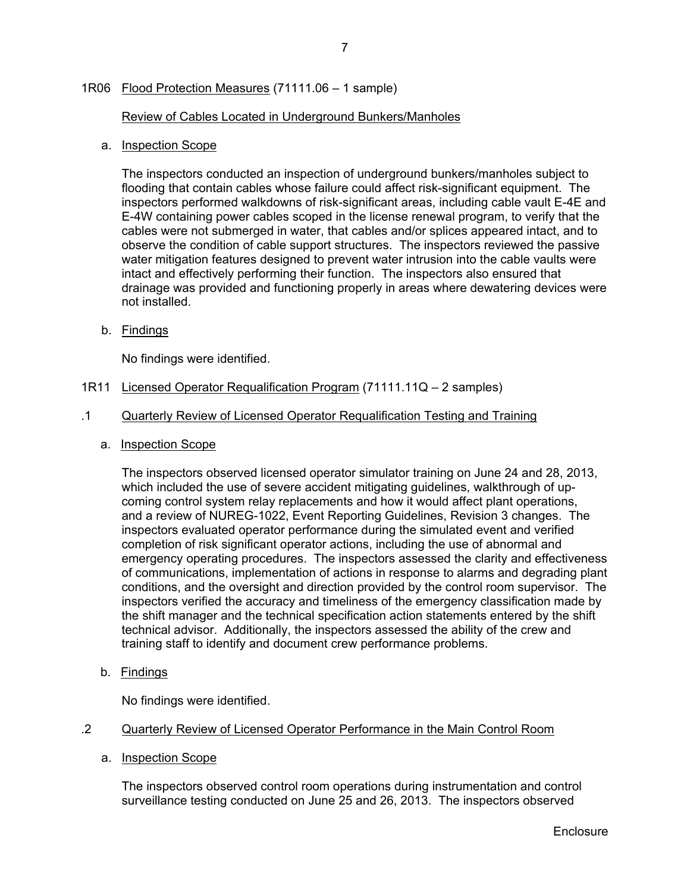1R06 Flood Protection Measures (71111.06 – 1 sample)

Review of Cables Located in Underground Bunkers/Manholes

a. Inspection Scope

The inspectors conducted an inspection of underground bunkers/manholes subject to flooding that contain cables whose failure could affect risk-significant equipment. The inspectors performed walkdowns of risk-significant areas, including cable vault E-4E and E-4W containing power cables scoped in the license renewal program, to verify that the cables were not submerged in water, that cables and/or splices appeared intact, and to observe the condition of cable support structures. The inspectors reviewed the passive water mitigation features designed to prevent water intrusion into the cable vaults were intact and effectively performing their function. The inspectors also ensured that drainage was provided and functioning properly in areas where dewatering devices were not installed.

b. Findings

No findings were identified.

1R11 Licensed Operator Requalification Program (71111.11Q – 2 samples)

.1 Quarterly Review of Licensed Operator Requalification Testing and Training

a. Inspection Scope

The inspectors observed licensed operator simulator training on June 24 and 28, 2013, which included the use of severe accident mitigating guidelines, walkthrough of up-coming control system relay replacements and how it would affect plant operations, and a review of NUREG-1022, Event Reporting Guidelines, Revision 3 changes. The inspectors evaluated operator performance during the simulated event and verified completion of risk significant operator actions, including the use of abnormal and emergency operating procedures. The inspectors assessed the clarity and effectiveness of communications, implementation of actions in response to alarms and degrading plant conditions, and the oversight and direction provided by the control room supervisor. The inspectors verified the accuracy and timeliness of the emergency classification made by the shift manager and the technical specification action statements entered by the shift technical advisor. Additionally, the inspectors assessed the ability of the crew and training staff to identify and document crew performance problems.

b. Findings

No findings were identified.

.2 Quarterly Review of Licensed Operator Performance in the Main Control Room

a. Inspection Scope

The inspectors observed control room operations during instrumentation and control surveillance testing conducted on June 25 and 26, 2013. The inspectors observed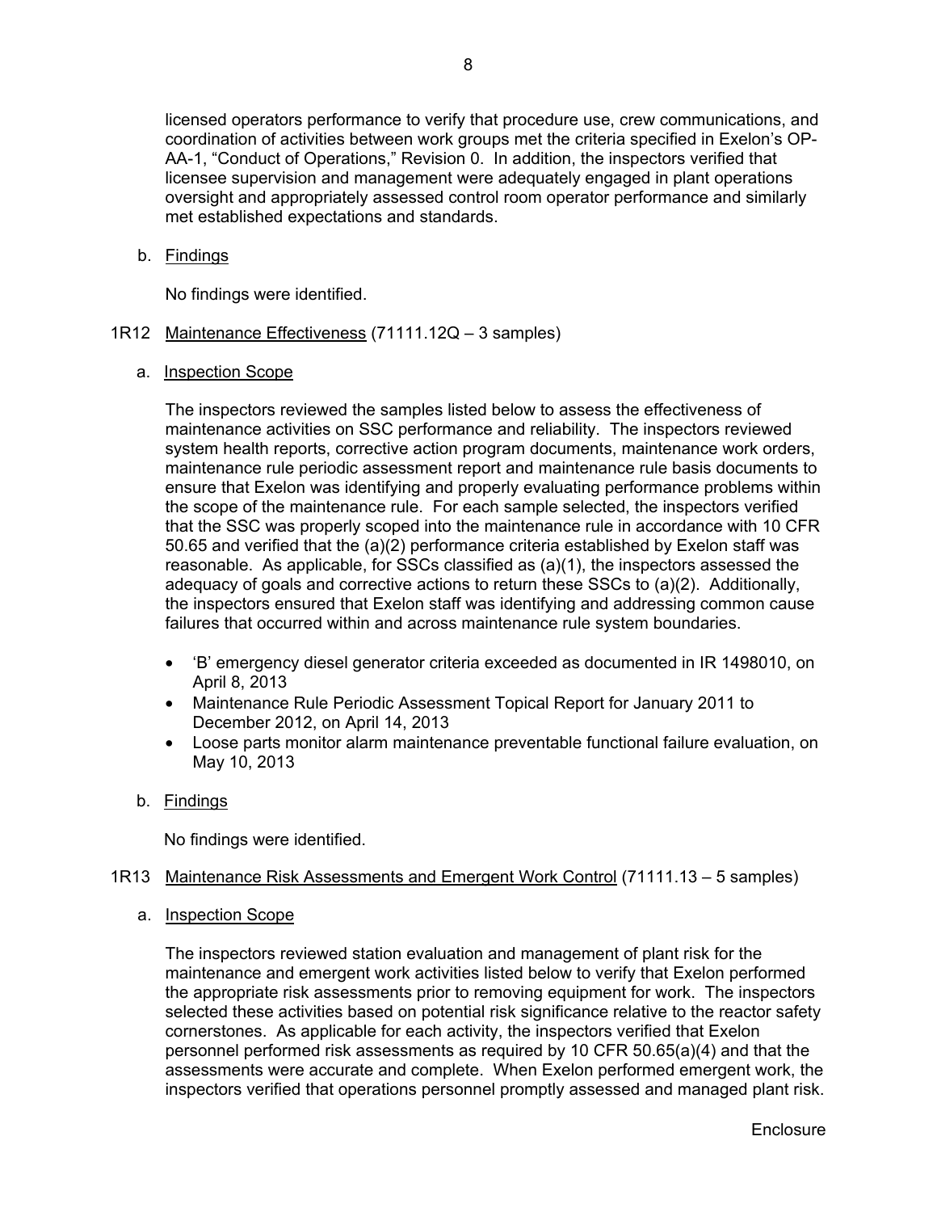licensed operators performance to verify that procedure use, crew communications, and coordination of activities between work groups met the criteria specified in Exelon's OP-AA-1, "Conduct of Operations," Revision 0. In addition, the inspectors verified that licensee supervision and management were adequately engaged in plant operations oversight and appropriately assessed control room operator performance and similarly met established expectations and standards.

b. Findings

No findings were identified.

## 1R12 Maintenance Effectiveness (71111.12Q – 3 samples)

a. Inspection Scope

The inspectors reviewed the samples listed below to assess the effectiveness of maintenance activities on SSC performance and reliability. The inspectors reviewed system health reports, corrective action program documents, maintenance work orders, maintenance rule periodic assessment report and maintenance rule basis documents to ensure that Exelon was identifying and properly evaluating performance problems within the scope of the maintenance rule. For each sample selected, the inspectors verified that the SSC was properly scoped into the maintenance rule in accordance with 10 CFR 50.65 and verified that the (a)(2) performance criteria established by Exelon staff was reasonable. As applicable, for SSCs classified as (a)(1), the inspectors assessed the adequacy of goals and corrective actions to return these SSCs to (a)(2). Additionally, the inspectors ensured that Exelon staff was identifying and addressing common cause failures that occurred within and across maintenance rule system boundaries.

- 'B' emergency diesel generator criteria exceeded as documented in IR 1498010, on April 8, 2013
- Maintenance Rule Periodic Assessment Topical Report for January 2011 to December 2012, on April 14, 2013
- Loose parts monitor alarm maintenance preventable functional failure evaluation, on May 10, 2013

b. Findings

No findings were identified.

## 1R13 Maintenance Risk Assessments and Emergent Work Control (71111.13 – 5 samples)

a. Inspection Scope

The inspectors reviewed station evaluation and management of plant risk for the maintenance and emergent work activities listed below to verify that Exelon performed the appropriate risk assessments prior to removing equipment for work. The inspectors selected these activities based on potential risk significance relative to the reactor safety cornerstones. As applicable for each activity, the inspectors verified that Exelon personnel performed risk assessments as required by 10 CFR 50.65(a)(4) and that the assessments were accurate and complete. When Exelon performed emergent work, the inspectors verified that operations personnel promptly assessed and managed plant risk.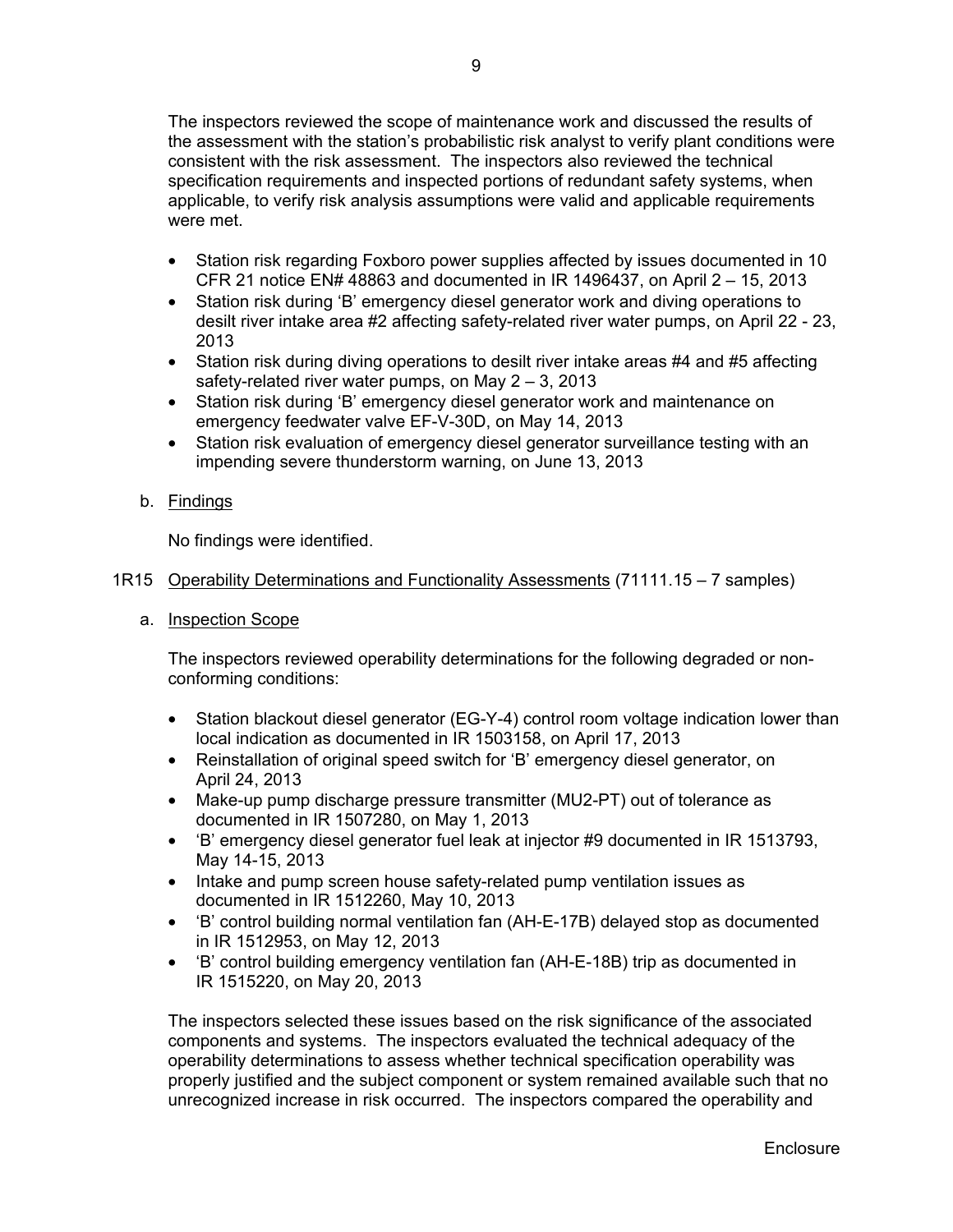The inspectors reviewed the scope of maintenance work and discussed the results of the assessment with the station's probabilistic risk analyst to verify plant conditions were consistent with the risk assessment. The inspectors also reviewed the technical specification requirements and inspected portions of redundant safety systems, when applicable, to verify risk analysis assumptions were valid and applicable requirements were met.

- Station risk regarding Foxboro power supplies affected by issues documented in 10 CFR 21 notice EN# 48863 and documented in IR 1496437, on April 2 – 15, 2013
- Station risk during 'B' emergency diesel generator work and diving operations to desilt river intake area #2 affecting safety-related river water pumps, on April 22 - 23, 2013
- Station risk during diving operations to desilt river intake areas #4 and #5 affecting safety-related river water pumps, on May 2 – 3, 2013
- Station risk during 'B' emergency diesel generator work and maintenance on emergency feedwater valve EF-V-30D, on May 14, 2013
- Station risk evaluation of emergency diesel generator surveillance testing with an impending severe thunderstorm warning, on June 13, 2013

b. Findings

No findings were identified.

## 1R15 Operability Determinations and Functionality Assessments (71111.15 – 7 samples)

a. Inspection Scope

The inspectors reviewed operability determinations for the following degraded or non-conforming conditions:

- Station blackout diesel generator (EG-Y-4) control room voltage indication lower than local indication as documented in IR 1503158, on April 17, 2013
- Reinstallation of original speed switch for 'B' emergency diesel generator, on April 24, 2013
- Make-up pump discharge pressure transmitter (MU2-PT) out of tolerance as documented in IR 1507280, on May 1, 2013
- 'B' emergency diesel generator fuel leak at injector #9 documented in IR 1513793, May 14-15, 2013
- Intake and pump screen house safety-related pump ventilation issues as documented in IR 1512260, May 10, 2013
- 'B' control building normal ventilation fan (AH-E-17B) delayed stop as documented in IR 1512953, on May 12, 2013
- 'B' control building emergency ventilation fan (AH-E-18B) trip as documented in IR 1515220, on May 20, 2013

The inspectors selected these issues based on the risk significance of the associated components and systems. The inspectors evaluated the technical adequacy of the operability determinations to assess whether technical specification operability was properly justified and the subject component or system remained available such that no unrecognized increase in risk occurred. The inspectors compared the operability and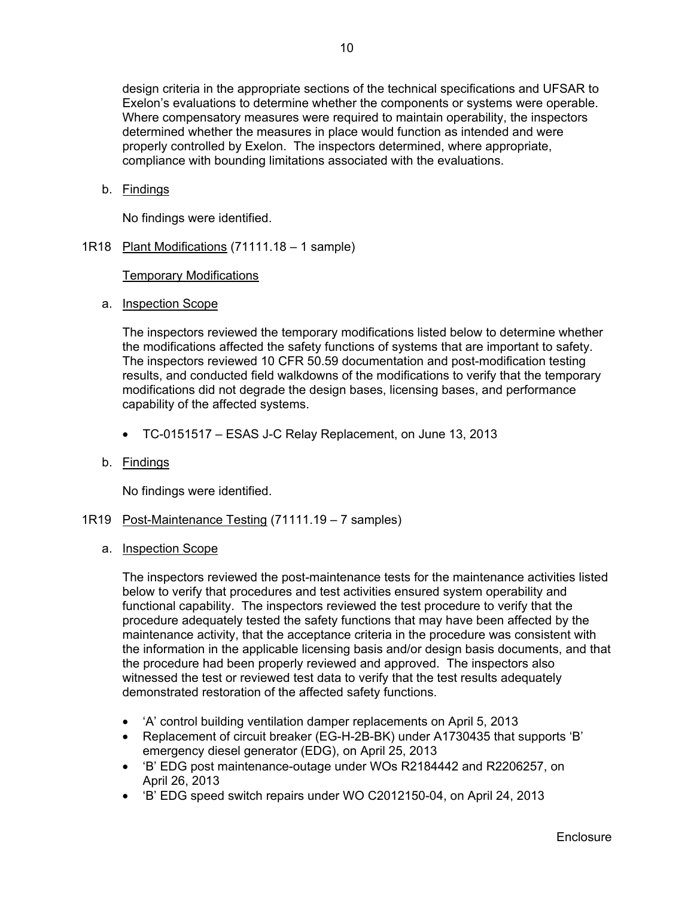design criteria in the appropriate sections of the technical specifications and UFSAR to Exelon's evaluations to determine whether the components or systems were operable. Where compensatory measures were required to maintain operability, the inspectors determined whether the measures in place would function as intended and were properly controlled by Exelon. The inspectors determined, where appropriate, compliance with bounding limitations associated with the evaluations.

b. Findings

No findings were identified.

1R18 Plant Modifications (71111.18 – 1 sample)

Temporary Modifications

a. Inspection Scope

The inspectors reviewed the temporary modifications listed below to determine whether the modifications affected the safety functions of systems that are important to safety. The inspectors reviewed 10 CFR 50.59 documentation and post-modification testing results, and conducted field walkdowns of the modifications to verify that the temporary modifications did not degrade the design bases, licensing bases, and performance capability of the affected systems.

- TC-0151517 – ESAS J-C Relay Replacement, on June 13, 2013

b. Findings

No findings were identified.

1R19 Post-Maintenance Testing (71111.19 – 7 samples)

a. Inspection Scope

The inspectors reviewed the post-maintenance tests for the maintenance activities listed below to verify that procedures and test activities ensured system operability and functional capability. The inspectors reviewed the test procedure to verify that the procedure adequately tested the safety functions that may have been affected by the maintenance activity, that the acceptance criteria in the procedure was consistent with the information in the applicable licensing basis and/or design basis documents, and that the procedure had been properly reviewed and approved. The inspectors also witnessed the test or reviewed test data to verify that the test results adequately demonstrated restoration of the affected safety functions.

- 'A' control building ventilation damper replacements on April 5, 2013
- Replacement of circuit breaker (EG-H-2B-BK) under A1730435 that supports 'B' emergency diesel generator (EDG), on April 25, 2013
- 'B' EDG post maintenance-outage under WOs R2184442 and R2206257, on April 26, 2013
- 'B' EDG speed switch repairs under WO C2012150-04, on April 24, 2013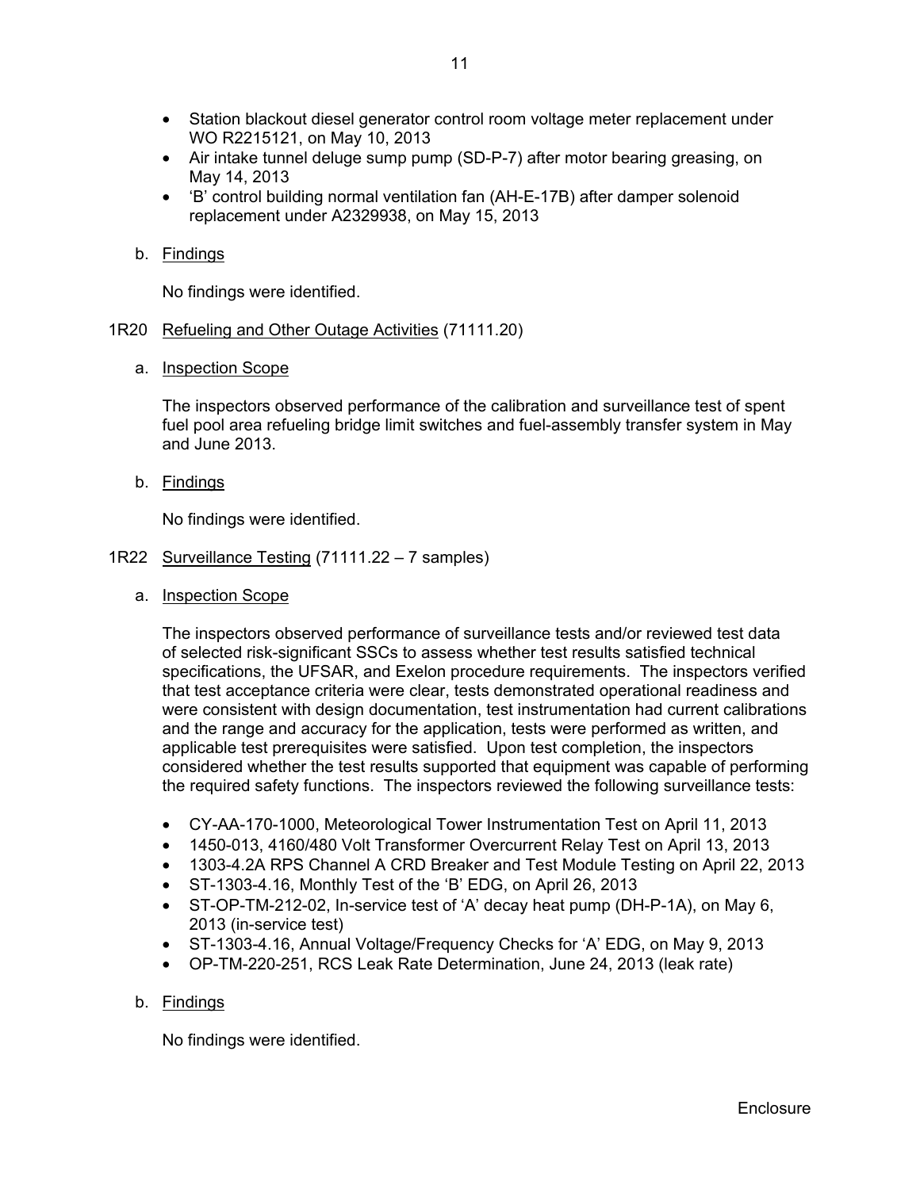- Station blackout diesel generator control room voltage meter replacement under WO R2215121, on May 10, 2013
- Air intake tunnel deluge sump pump (SD-P-7) after motor bearing greasing, on May 14, 2013
- 'B' control building normal ventilation fan (AH-E-17B) after damper solenoid replacement under A2329938, on May 15, 2013

b. Findings

No findings were identified.

1R20 Refueling and Other Outage Activities (71111.20)

a. Inspection Scope

The inspectors observed performance of the calibration and surveillance test of spent fuel pool area refueling bridge limit switches and fuel-assembly transfer system in May and June 2013.

b. Findings

No findings were identified.

1R22 Surveillance Testing (71111.22 – 7 samples)

a. Inspection Scope

The inspectors observed performance of surveillance tests and/or reviewed test data of selected risk-significant SSCs to assess whether test results satisfied technical specifications, the UFSAR, and Exelon procedure requirements. The inspectors verified that test acceptance criteria were clear, tests demonstrated operational readiness and were consistent with design documentation, test instrumentation had current calibrations and the range and accuracy for the application, tests were performed as written, and applicable test prerequisites were satisfied. Upon test completion, the inspectors considered whether the test results supported that equipment was capable of performing the required safety functions. The inspectors reviewed the following surveillance tests:

- CY-AA-170-1000, Meteorological Tower Instrumentation Test on April 11, 2013
- 1450-013, 4160/480 Volt Transformer Overcurrent Relay Test on April 13, 2013
- 1303-4.2A RPS Channel A CRD Breaker and Test Module Testing on April 22, 2013
- ST-1303-4.16, Monthly Test of the 'B' EDG, on April 26, 2013
- ST-OP-TM-212-02, In-service test of 'A' decay heat pump (DH-P-1A), on May 6, 2013 (in-service test)
- ST-1303-4.16, Annual Voltage/Frequency Checks for 'A' EDG, on May 9, 2013
- OP-TM-220-251, RCS Leak Rate Determination, June 24, 2013 (leak rate)

b. Findings

No findings were identified.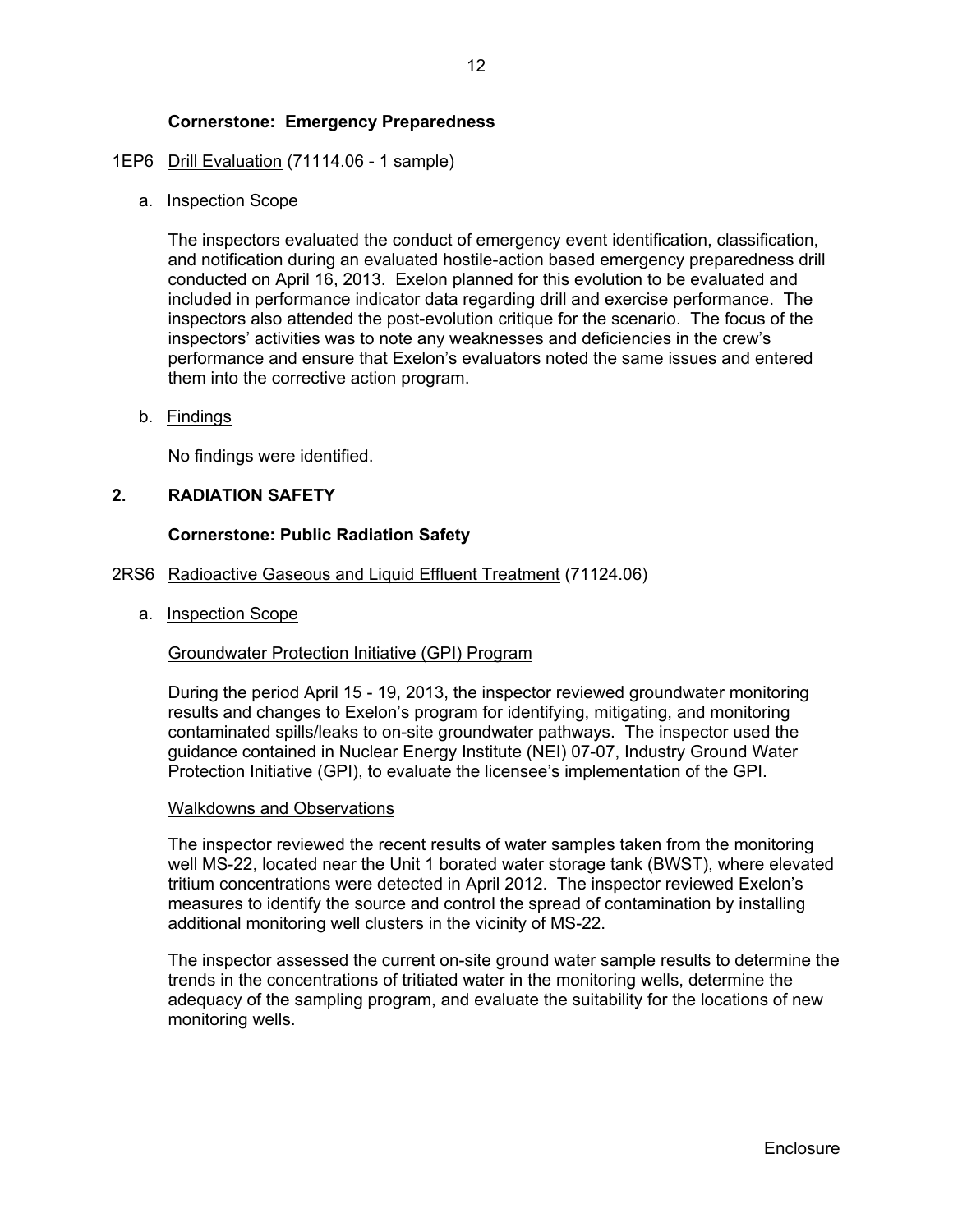**Cornerstone: Emergency Preparedness**

1EP6 Drill Evaluation (71114.06 - 1 sample)

a. Inspection Scope

The inspectors evaluated the conduct of emergency event identification, classification, and notification during an evaluated hostile-action based emergency preparedness drill conducted on April 16, 2013. Exelon planned for this evolution to be evaluated and included in performance indicator data regarding drill and exercise performance. The inspectors also attended the post-evolution critique for the scenario. The focus of the inspectors' activities was to note any weaknesses and deficiencies in the crew's performance and ensure that Exelon's evaluators noted the same issues and entered them into the corrective action program.

b. Findings

No findings were identified.

## 2. RADIATION SAFETY

**Cornerstone: Public Radiation Safety**

2RS6 Radioactive Gaseous and Liquid Effluent Treatment (71124.06)

a. Inspection Scope

Groundwater Protection Initiative (GPI) Program

During the period April 15 - 19, 2013, the inspector reviewed groundwater monitoring results and changes to Exelon's program for identifying, mitigating, and monitoring contaminated spills/leaks to on-site groundwater pathways. The inspector used the guidance contained in Nuclear Energy Institute (NEI) 07-07, Industry Ground Water Protection Initiative (GPI), to evaluate the licensee's implementation of the GPI.

Walkdowns and Observations

The inspector reviewed the recent results of water samples taken from the monitoring well MS-22, located near the Unit 1 borated water storage tank (BWST), where elevated tritium concentrations were detected in April 2012. The inspector reviewed Exelon's measures to identify the source and control the spread of contamination by installing additional monitoring well clusters in the vicinity of MS-22.

The inspector assessed the current on-site ground water sample results to determine the trends in the concentrations of tritiated water in the monitoring wells, determine the adequacy of the sampling program, and evaluate the suitability for the locations of new monitoring wells.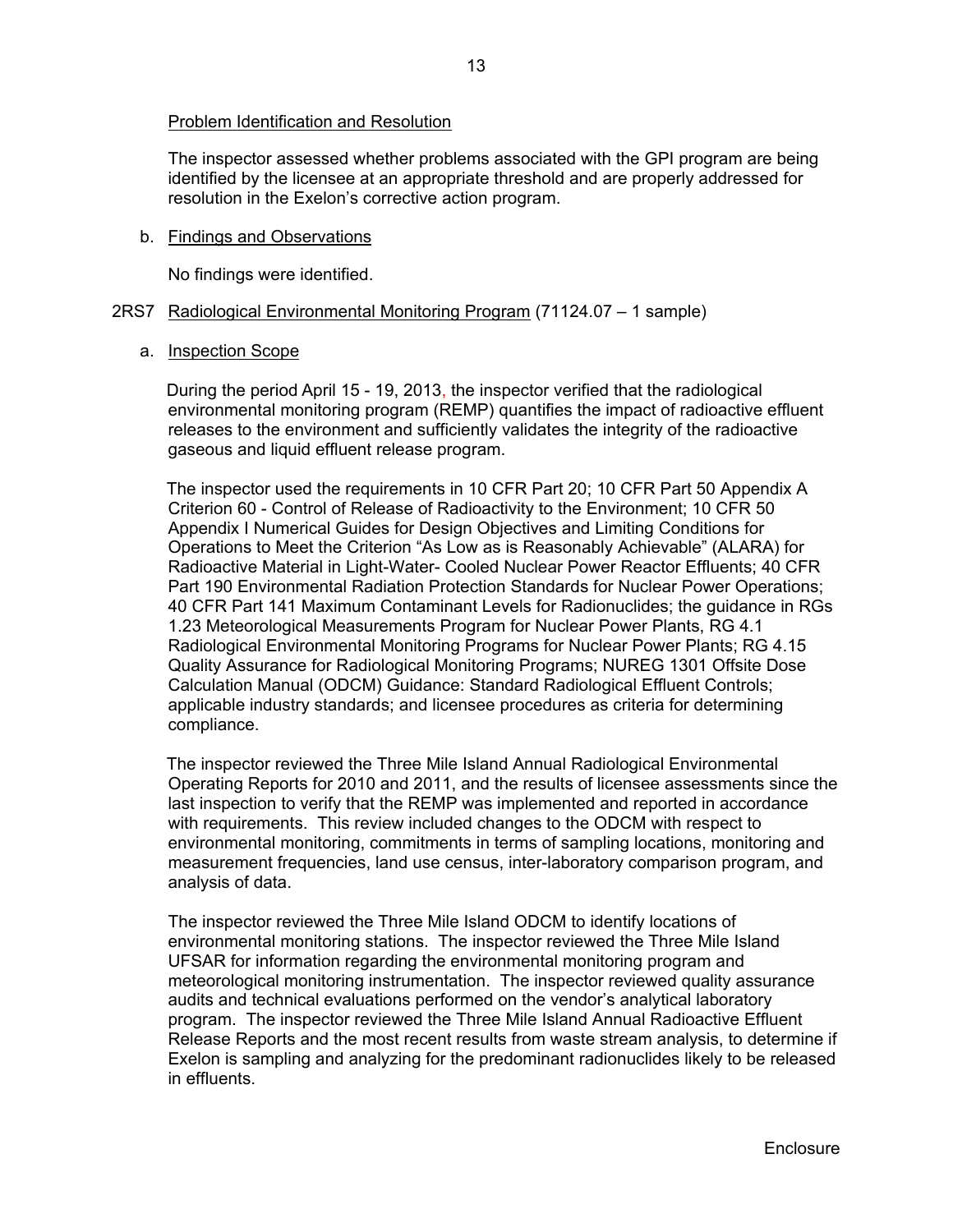Problem Identification and Resolution

The inspector assessed whether problems associated with the GPI program are being identified by the licensee at an appropriate threshold and are properly addressed for resolution in the Exelon's corrective action program.

b. Findings and Observations

No findings were identified.

2RS7 Radiological Environmental Monitoring Program (71124.07 – 1 sample)

a. Inspection Scope

During the period April 15 - 19, 2013, the inspector verified that the radiological environmental monitoring program (REMP) quantifies the impact of radioactive effluent releases to the environment and sufficiently validates the integrity of the radioactive gaseous and liquid effluent release program.

The inspector used the requirements in 10 CFR Part 20; 10 CFR Part 50 Appendix A Criterion 60 - Control of Release of Radioactivity to the Environment; 10 CFR 50 Appendix I Numerical Guides for Design Objectives and Limiting Conditions for Operations to Meet the Criterion "As Low as is Reasonably Achievable" (ALARA) for Radioactive Material in Light-Water- Cooled Nuclear Power Reactor Effluents; 40 CFR Part 190 Environmental Radiation Protection Standards for Nuclear Power Operations; 40 CFR Part 141 Maximum Contaminant Levels for Radionuclides; the guidance in RGs 1.23 Meteorological Measurements Program for Nuclear Power Plants, RG 4.1 Radiological Environmental Monitoring Programs for Nuclear Power Plants; RG 4.15 Quality Assurance for Radiological Monitoring Programs; NUREG 1301 Offsite Dose Calculation Manual (ODCM) Guidance: Standard Radiological Effluent Controls; applicable industry standards; and licensee procedures as criteria for determining compliance.

The inspector reviewed the Three Mile Island Annual Radiological Environmental Operating Reports for 2010 and 2011, and the results of licensee assessments since the last inspection to verify that the REMP was implemented and reported in accordance with requirements. This review included changes to the ODCM with respect to environmental monitoring, commitments in terms of sampling locations, monitoring and measurement frequencies, land use census, inter-laboratory comparison program, and analysis of data.

The inspector reviewed the Three Mile Island ODCM to identify locations of environmental monitoring stations. The inspector reviewed the Three Mile Island UFSAR for information regarding the environmental monitoring program and meteorological monitoring instrumentation. The inspector reviewed quality assurance audits and technical evaluations performed on the vendor's analytical laboratory program. The inspector reviewed the Three Mile Island Annual Radioactive Effluent Release Reports and the most recent results from waste stream analysis, to determine if Exelon is sampling and analyzing for the predominant radionuclides likely to be released in effluents.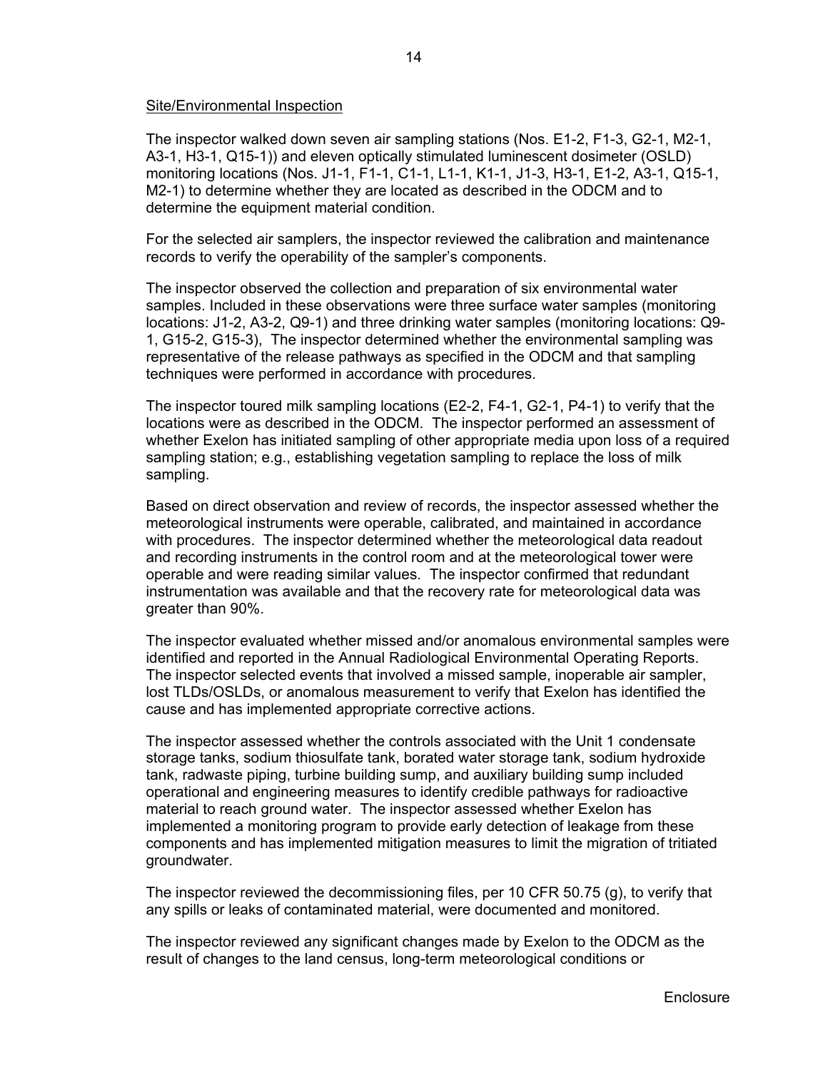Site/Environmental Inspection

The inspector walked down seven air sampling stations (Nos. E1-2, F1-3, G2-1, M2-1, A3-1, H3-1, Q15-1)) and eleven optically stimulated luminescent dosimeter (OSLD) monitoring locations (Nos. J1-1, F1-1, C1-1, L1-1, K1-1, J1-3, H3-1, E1-2, A3-1, Q15-1, M2-1) to determine whether they are located as described in the ODCM and to determine the equipment material condition.

For the selected air samplers, the inspector reviewed the calibration and maintenance records to verify the operability of the sampler's components.

The inspector observed the collection and preparation of six environmental water samples. Included in these observations were three surface water samples (monitoring locations: J1-2, A3-2, Q9-1) and three drinking water samples (monitoring locations: Q9-1, G15-2, G15-3), The inspector determined whether the environmental sampling was representative of the release pathways as specified in the ODCM and that sampling techniques were performed in accordance with procedures.

The inspector toured milk sampling locations (E2-2, F4-1, G2-1, P4-1) to verify that the locations were as described in the ODCM. The inspector performed an assessment of whether Exelon has initiated sampling of other appropriate media upon loss of a required sampling station; e.g., establishing vegetation sampling to replace the loss of milk sampling.

Based on direct observation and review of records, the inspector assessed whether the meteorological instruments were operable, calibrated, and maintained in accordance with procedures. The inspector determined whether the meteorological data readout and recording instruments in the control room and at the meteorological tower were operable and were reading similar values. The inspector confirmed that redundant instrumentation was available and that the recovery rate for meteorological data was greater than 90%.

The inspector evaluated whether missed and/or anomalous environmental samples were identified and reported in the Annual Radiological Environmental Operating Reports. The inspector selected events that involved a missed sample, inoperable air sampler, lost TLDs/OSLDs, or anomalous measurement to verify that Exelon has identified the cause and has implemented appropriate corrective actions.

The inspector assessed whether the controls associated with the Unit 1 condensate storage tanks, sodium thiosulfate tank, borated water storage tank, sodium hydroxide tank, radwaste piping, turbine building sump, and auxiliary building sump included operational and engineering measures to identify credible pathways for radioactive material to reach ground water. The inspector assessed whether Exelon has implemented a monitoring program to provide early detection of leakage from these components and has implemented mitigation measures to limit the migration of tritiated groundwater.

The inspector reviewed the decommissioning files, per 10 CFR 50.75 (g), to verify that any spills or leaks of contaminated material, were documented and monitored.

The inspector reviewed any significant changes made by Exelon to the ODCM as the result of changes to the land census, long-term meteorological conditions or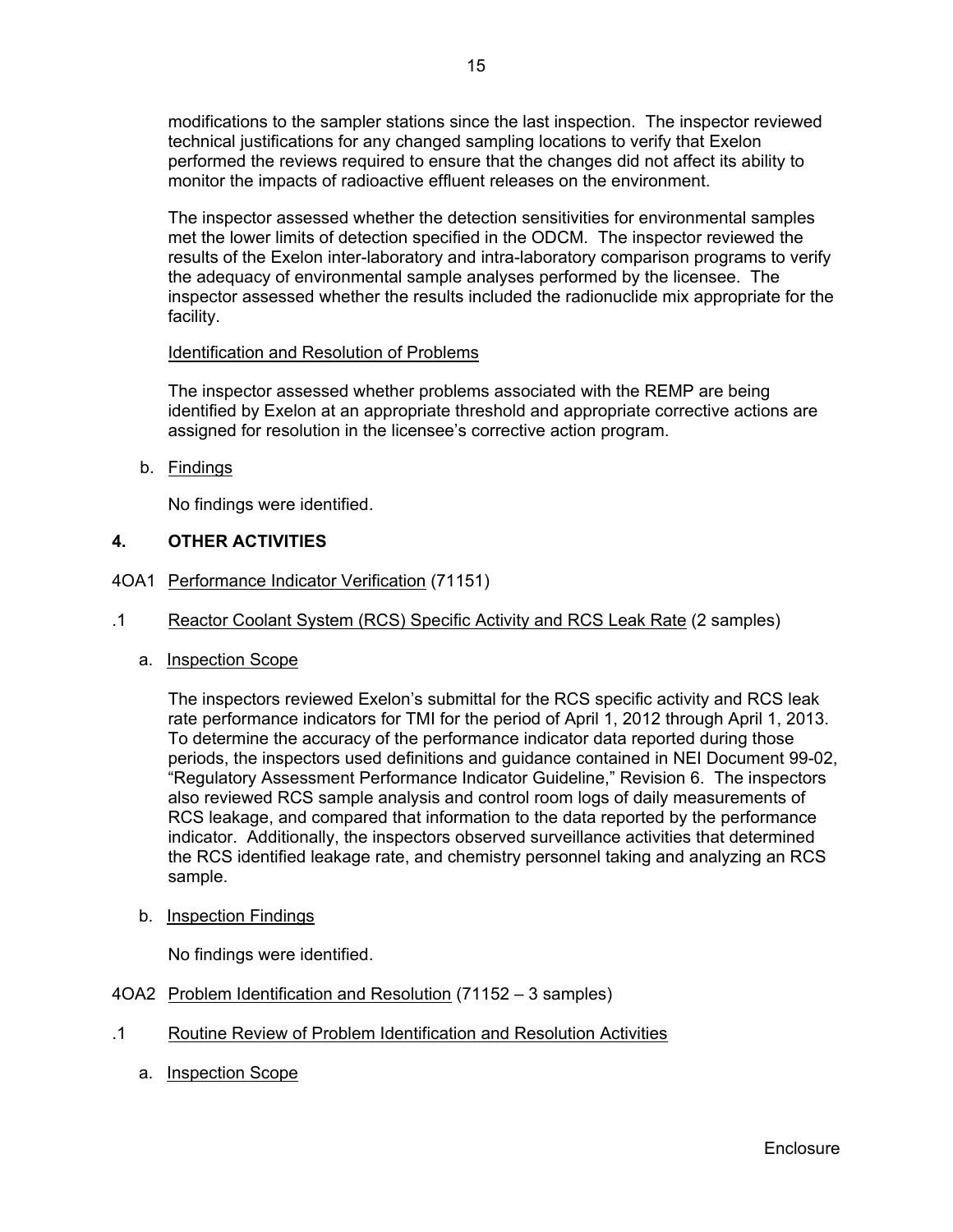modifications to the sampler stations since the last inspection. The inspector reviewed technical justifications for any changed sampling locations to verify that Exelon performed the reviews required to ensure that the changes did not affect its ability to monitor the impacts of radioactive effluent releases on the environment.

The inspector assessed whether the detection sensitivities for environmental samples met the lower limits of detection specified in the ODCM. The inspector reviewed the results of the Exelon inter-laboratory and intra-laboratory comparison programs to verify the adequacy of environmental sample analyses performed by the licensee. The inspector assessed whether the results included the radionuclide mix appropriate for the facility.

Identification and Resolution of Problems

The inspector assessed whether problems associated with the REMP are being identified by Exelon at an appropriate threshold and appropriate corrective actions are assigned for resolution in the licensee's corrective action program.

b. Findings

No findings were identified.

## 4. OTHER ACTIVITIES

### 4OA1 Performance Indicator Verification (71151)

#### .1 Reactor Coolant System (RCS) Specific Activity and RCS Leak Rate (2 samples)

a. Inspection Scope

The inspectors reviewed Exelon's submittal for the RCS specific activity and RCS leak rate performance indicators for TMI for the period of April 1, 2012 through April 1, 2013. To determine the accuracy of the performance indicator data reported during those periods, the inspectors used definitions and guidance contained in NEI Document 99-02, "Regulatory Assessment Performance Indicator Guideline," Revision 6. The inspectors also reviewed RCS sample analysis and control room logs of daily measurements of RCS leakage, and compared that information to the data reported by the performance indicator. Additionally, the inspectors observed surveillance activities that determined the RCS identified leakage rate, and chemistry personnel taking and analyzing an RCS sample.

b. Inspection Findings

No findings were identified.

### 4OA2 Problem Identification and Resolution (71152 – 3 samples)

#### .1 Routine Review of Problem Identification and Resolution Activities

a. Inspection Scope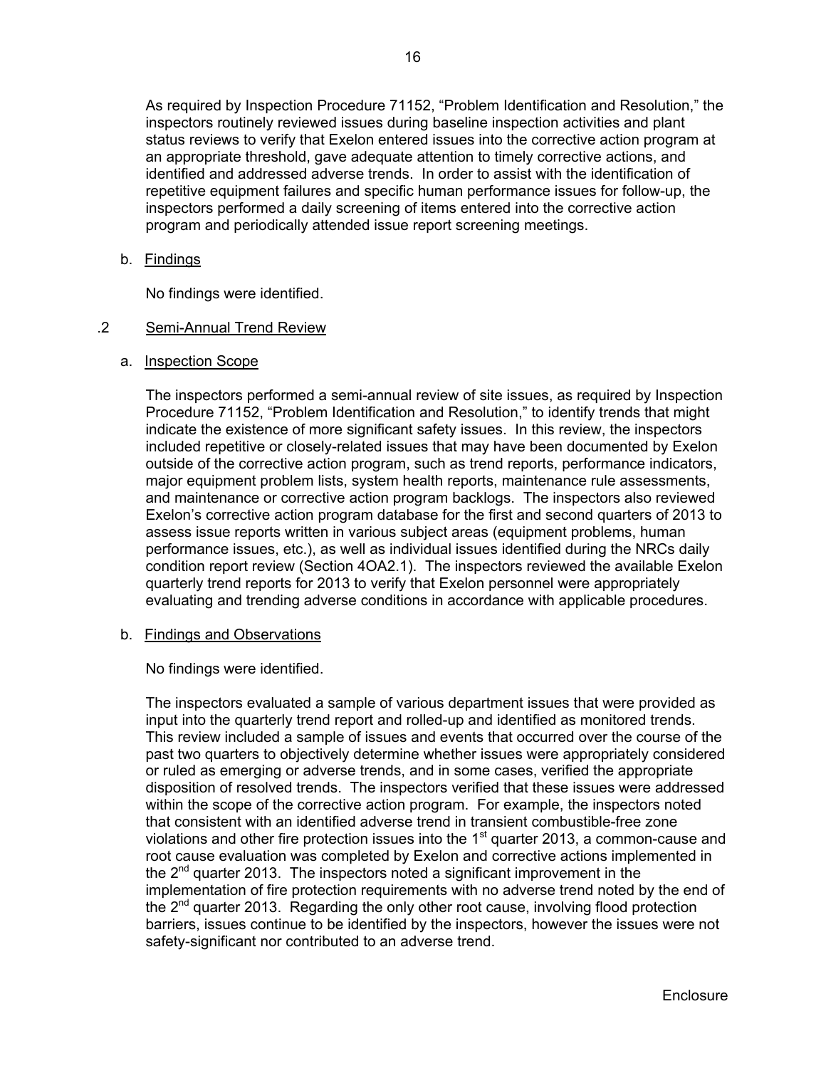As required by Inspection Procedure 71152, "Problem Identification and Resolution," the inspectors routinely reviewed issues during baseline inspection activities and plant status reviews to verify that Exelon entered issues into the corrective action program at an appropriate threshold, gave adequate attention to timely corrective actions, and identified and addressed adverse trends. In order to assist with the identification of repetitive equipment failures and specific human performance issues for follow-up, the inspectors performed a daily screening of items entered into the corrective action program and periodically attended issue report screening meetings.

b. Findings

No findings were identified.

.2 Semi-Annual Trend Review

a. Inspection Scope

The inspectors performed a semi-annual review of site issues, as required by Inspection Procedure 71152, "Problem Identification and Resolution," to identify trends that might indicate the existence of more significant safety issues. In this review, the inspectors included repetitive or closely-related issues that may have been documented by Exelon outside of the corrective action program, such as trend reports, performance indicators, major equipment problem lists, system health reports, maintenance rule assessments, and maintenance or corrective action program backlogs. The inspectors also reviewed Exelon's corrective action program database for the first and second quarters of 2013 to assess issue reports written in various subject areas (equipment problems, human performance issues, etc.), as well as individual issues identified during the NRCs daily condition report review (Section 4OA2.1). The inspectors reviewed the available Exelon quarterly trend reports for 2013 to verify that Exelon personnel were appropriately evaluating and trending adverse conditions in accordance with applicable procedures.

b. Findings and Observations

No findings were identified.

The inspectors evaluated a sample of various department issues that were provided as input into the quarterly trend report and rolled-up and identified as monitored trends. This review included a sample of issues and events that occurred over the course of the past two quarters to objectively determine whether issues were appropriately considered or ruled as emerging or adverse trends, and in some cases, verified the appropriate disposition of resolved trends. The inspectors verified that these issues were addressed within the scope of the corrective action program. For example, the inspectors noted that consistent with an identified adverse trend in transient combustible-free zone violations and other fire protection issues into the 1st quarter 2013, a common-cause and root cause evaluation was completed by Exelon and corrective actions implemented in the 2nd quarter 2013. The inspectors noted a significant improvement in the implementation of fire protection requirements with no adverse trend noted by the end of the 2nd quarter 2013. Regarding the only other root cause, involving flood protection barriers, issues continue to be identified by the inspectors, however the issues were not safety-significant nor contributed to an adverse trend.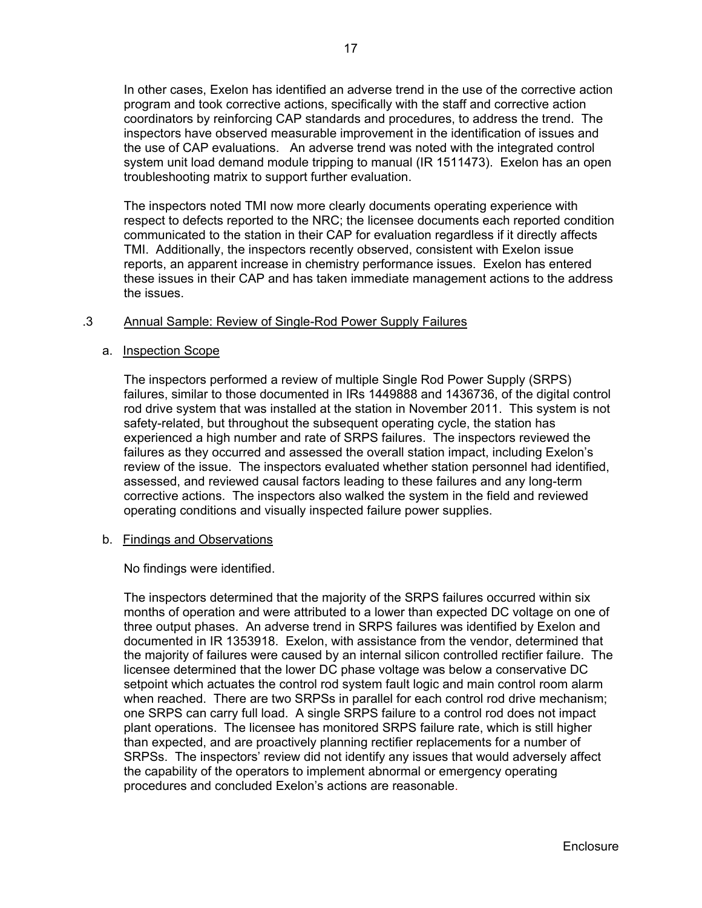In other cases, Exelon has identified an adverse trend in the use of the corrective action program and took corrective actions, specifically with the staff and corrective action coordinators by reinforcing CAP standards and procedures, to address the trend. The inspectors have observed measurable improvement in the identification of issues and the use of CAP evaluations. An adverse trend was noted with the integrated control system unit load demand module tripping to manual (IR 1511473). Exelon has an open troubleshooting matrix to support further evaluation.

The inspectors noted TMI now more clearly documents operating experience with respect to defects reported to the NRC; the licensee documents each reported condition communicated to the station in their CAP for evaluation regardless if it directly affects TMI. Additionally, the inspectors recently observed, consistent with Exelon issue reports, an apparent increase in chemistry performance issues. Exelon has entered these issues in their CAP and has taken immediate management actions to the address the issues.

### .3 Annual Sample: Review of Single-Rod Power Supply Failures

#### a. Inspection Scope

The inspectors performed a review of multiple Single Rod Power Supply (SRPS) failures, similar to those documented in IRs 1449888 and 1436736, of the digital control rod drive system that was installed at the station in November 2011. This system is not safety-related, but throughout the subsequent operating cycle, the station has experienced a high number and rate of SRPS failures. The inspectors reviewed the failures as they occurred and assessed the overall station impact, including Exelon's review of the issue. The inspectors evaluated whether station personnel had identified, assessed, and reviewed causal factors leading to these failures and any long-term corrective actions. The inspectors also walked the system in the field and reviewed operating conditions and visually inspected failure power supplies.

#### b. Findings and Observations

No findings were identified.

The inspectors determined that the majority of the SRPS failures occurred within six months of operation and were attributed to a lower than expected DC voltage on one of three output phases. An adverse trend in SRPS failures was identified by Exelon and documented in IR 1353918. Exelon, with assistance from the vendor, determined that the majority of failures were caused by an internal silicon controlled rectifier failure. The licensee determined that the lower DC phase voltage was below a conservative DC setpoint which actuates the control rod system fault logic and main control room alarm when reached. There are two SRPSs in parallel for each control rod drive mechanism; one SRPS can carry full load. A single SRPS failure to a control rod does not impact plant operations. The licensee has monitored SRPS failure rate, which is still higher than expected, and are proactively planning rectifier replacements for a number of SRPSs. The inspectors' review did not identify any issues that would adversely affect the capability of the operators to implement abnormal or emergency operating procedures and concluded Exelon's actions are reasonable.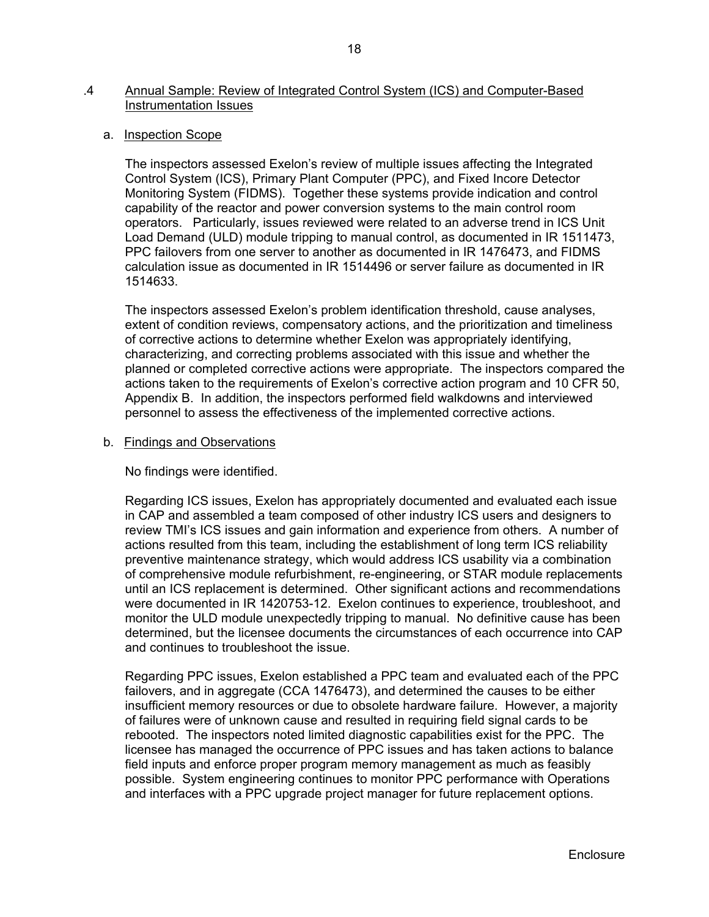### .4 Annual Sample: Review of Integrated Control System (ICS) and Computer-Based Instrumentation Issues

#### a. Inspection Scope

The inspectors assessed Exelon's review of multiple issues affecting the Integrated Control System (ICS), Primary Plant Computer (PPC), and Fixed Incore Detector Monitoring System (FIDMS). Together these systems provide indication and control capability of the reactor and power conversion systems to the main control room operators. Particularly, issues reviewed were related to an adverse trend in ICS Unit Load Demand (ULD) module tripping to manual control, as documented in IR 1511473, PPC failovers from one server to another as documented in IR 1476473, and FIDMS calculation issue as documented in IR 1514496 or server failure as documented in IR 1514633.

The inspectors assessed Exelon's problem identification threshold, cause analyses, extent of condition reviews, compensatory actions, and the prioritization and timeliness of corrective actions to determine whether Exelon was appropriately identifying, characterizing, and correcting problems associated with this issue and whether the planned or completed corrective actions were appropriate. The inspectors compared the actions taken to the requirements of Exelon's corrective action program and 10 CFR 50, Appendix B. In addition, the inspectors performed field walkdowns and interviewed personnel to assess the effectiveness of the implemented corrective actions.

#### b. Findings and Observations

No findings were identified.

Regarding ICS issues, Exelon has appropriately documented and evaluated each issue in CAP and assembled a team composed of other industry ICS users and designers to review TMI's ICS issues and gain information and experience from others. A number of actions resulted from this team, including the establishment of long term ICS reliability preventive maintenance strategy, which would address ICS usability via a combination of comprehensive module refurbishment, re-engineering, or STAR module replacements until an ICS replacement is determined. Other significant actions and recommendations were documented in IR 1420753-12. Exelon continues to experience, troubleshoot, and monitor the ULD module unexpectedly tripping to manual. No definitive cause has been determined, but the licensee documents the circumstances of each occurrence into CAP and continues to troubleshoot the issue.

Regarding PPC issues, Exelon established a PPC team and evaluated each of the PPC failovers, and in aggregate (CCA 1476473), and determined the causes to be either insufficient memory resources or due to obsolete hardware failure. However, a majority of failures were of unknown cause and resulted in requiring field signal cards to be rebooted. The inspectors noted limited diagnostic capabilities exist for the PPC. The licensee has managed the occurrence of PPC issues and has taken actions to balance field inputs and enforce proper program memory management as much as feasibly possible. System engineering continues to monitor PPC performance with Operations and interfaces with a PPC upgrade project manager for future replacement options.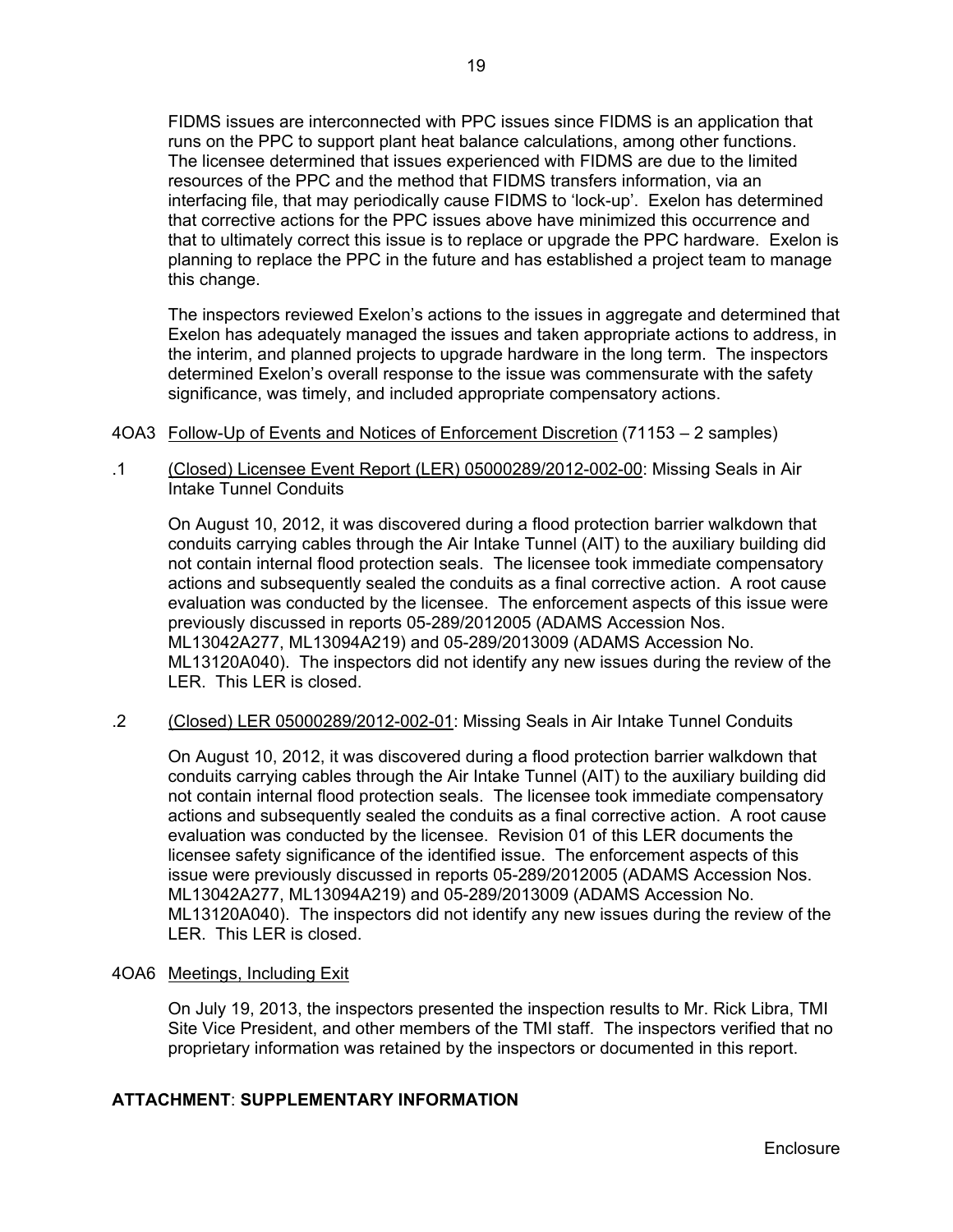FIDMS issues are interconnected with PPC issues since FIDMS is an application that runs on the PPC to support plant heat balance calculations, among other functions. The licensee determined that issues experienced with FIDMS are due to the limited resources of the PPC and the method that FIDMS transfers information, via an interfacing file, that may periodically cause FIDMS to 'lock-up'. Exelon has determined that corrective actions for the PPC issues above have minimized this occurrence and that to ultimately correct this issue is to replace or upgrade the PPC hardware. Exelon is planning to replace the PPC in the future and has established a project team to manage this change.

The inspectors reviewed Exelon's actions to the issues in aggregate and determined that Exelon has adequately managed the issues and taken appropriate actions to address, in the interim, and planned projects to upgrade hardware in the long term. The inspectors determined Exelon's overall response to the issue was commensurate with the safety significance, was timely, and included appropriate compensatory actions.

4OA3 Follow-Up of Events and Notices of Enforcement Discretion (71153 – 2 samples)

.1 (Closed) Licensee Event Report (LER) 05000289/2012-002-00: Missing Seals in Air Intake Tunnel Conduits

On August 10, 2012, it was discovered during a flood protection barrier walkdown that conduits carrying cables through the Air Intake Tunnel (AIT) to the auxiliary building did not contain internal flood protection seals. The licensee took immediate compensatory actions and subsequently sealed the conduits as a final corrective action. A root cause evaluation was conducted by the licensee. The enforcement aspects of this issue were previously discussed in reports 05-289/2012005 (ADAMS Accession Nos. ML13042A277, ML13094A219) and 05-289/2013009 (ADAMS Accession No. ML13120A040). The inspectors did not identify any new issues during the review of the LER. This LER is closed.

.2 (Closed) LER 05000289/2012-002-01: Missing Seals in Air Intake Tunnel Conduits

On August 10, 2012, it was discovered during a flood protection barrier walkdown that conduits carrying cables through the Air Intake Tunnel (AIT) to the auxiliary building did not contain internal flood protection seals. The licensee took immediate compensatory actions and subsequently sealed the conduits as a final corrective action. A root cause evaluation was conducted by the licensee. Revision 01 of this LER documents the licensee safety significance of the identified issue. The enforcement aspects of this issue were previously discussed in reports 05-289/2012005 (ADAMS Accession Nos. ML13042A277, ML13094A219) and 05-289/2013009 (ADAMS Accession No. ML13120A040). The inspectors did not identify any new issues during the review of the LER. This LER is closed.

4OA6 Meetings, Including Exit

On July 19, 2013, the inspectors presented the inspection results to Mr. Rick Libra, TMI Site Vice President, and other members of the TMI staff. The inspectors verified that no proprietary information was retained by the inspectors or documented in this report.

**ATTACHMENT**: **SUPPLEMENTARY INFORMATION**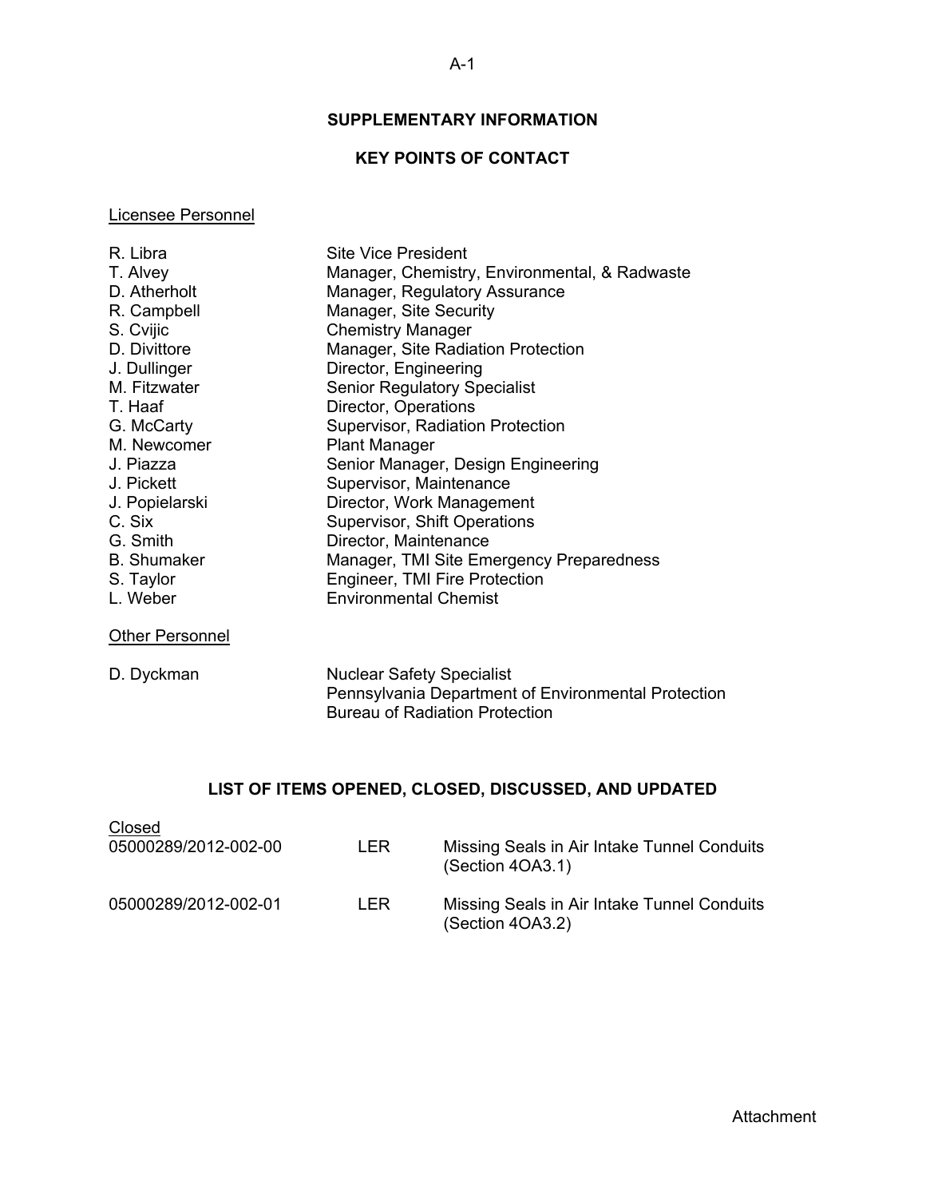## SUPPLEMENTARY INFORMATION

## KEY POINTS OF CONTACT

Licensee Personnel

| | |
|---|---|
| R. Libra | Site Vice President |
| T. Alvey | Manager, Chemistry, Environmental, & Radwaste |
| D. Atherholt | Manager, Regulatory Assurance |
| R. Campbell | Manager, Site Security |
| S. Cvijic | Chemistry Manager |
| D. Divittore | Manager, Site Radiation Protection |
| J. Dullinger | Director, Engineering |
| M. Fitzwater | Senior Regulatory Specialist |
| T. Haaf | Director, Operations |
| G. McCarty | Supervisor, Radiation Protection |
| M. Newcomer | Plant Manager |
| J. Piazza | Senior Manager, Design Engineering |
| J. Pickett | Supervisor, Maintenance |
| J. Popielarski | Director, Work Management |
| C. Six | Supervisor, Shift Operations |
| G. Smith | Director, Maintenance |
| B. Shumaker | Manager, TMI Site Emergency Preparedness |
| S. Taylor | Engineer, TMI Fire Protection |
| L. Weber | Environmental Chemist |

Other Personnel

| | |
|---|---|
| D. Dyckman | Nuclear Safety Specialist<br>Pennsylvania Department of Environmental Protection<br>Bureau of Radiation Protection |

## LIST OF ITEMS OPENED, CLOSED, DISCUSSED, AND UPDATED

Closed

| | | |
|---|---|---|
| 05000289/2012-002-00 | LER | Missing Seals in Air Intake Tunnel Conduits (Section 4OA3.1) |
| 05000289/2012-002-01 | LER | Missing Seals in Air Intake Tunnel Conduits (Section 4OA3.2) |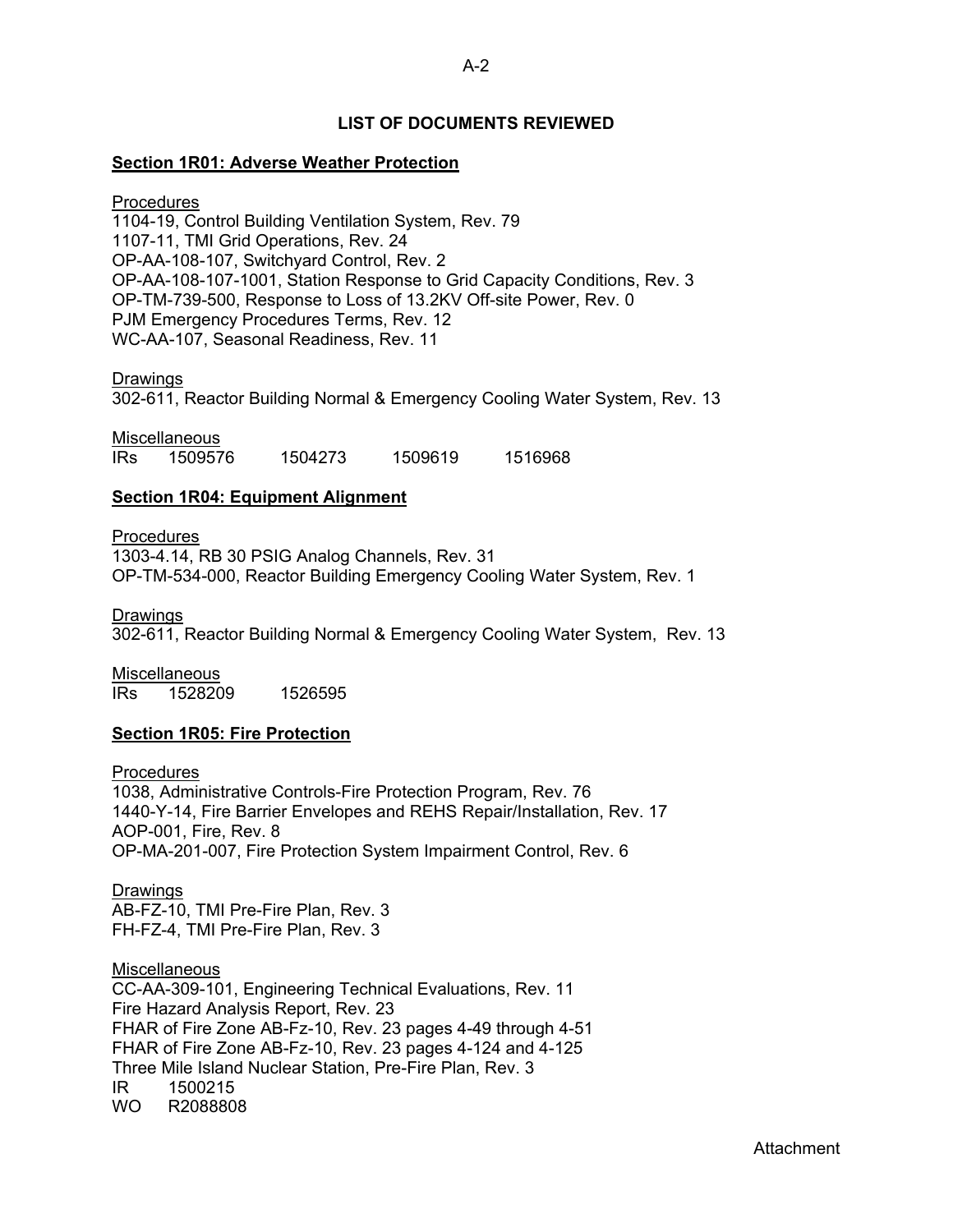## LIST OF DOCUMENTS REVIEWED

### Section 1R01: Adverse Weather Protection

Procedures
1104-19, Control Building Ventilation System, Rev. 79
1107-11, TMI Grid Operations, Rev. 24
OP-AA-108-107, Switchyard Control, Rev. 2
OP-AA-108-107-1001, Station Response to Grid Capacity Conditions, Rev. 3
OP-TM-739-500, Response to Loss of 13.2KV Off-site Power, Rev. 0
PJM Emergency Procedures Terms, Rev. 12
WC-AA-107, Seasonal Readiness, Rev. 11

Drawings
302-611, Reactor Building Normal & Emergency Cooling Water System, Rev. 13

Miscellaneous
IRs 1509576 1504273 1509619 1516968

### Section 1R04: Equipment Alignment

Procedures
1303-4.14, RB 30 PSIG Analog Channels, Rev. 31
OP-TM-534-000, Reactor Building Emergency Cooling Water System, Rev. 1

Drawings
302-611, Reactor Building Normal & Emergency Cooling Water System, Rev. 13

Miscellaneous
IRs 1528209 1526595

### Section 1R05: Fire Protection

Procedures
1038, Administrative Controls-Fire Protection Program, Rev. 76
1440-Y-14, Fire Barrier Envelopes and REHS Repair/Installation, Rev. 17
AOP-001, Fire, Rev. 8
OP-MA-201-007, Fire Protection System Impairment Control, Rev. 6

Drawings
AB-FZ-10, TMI Pre-Fire Plan, Rev. 3
FH-FZ-4, TMI Pre-Fire Plan, Rev. 3

Miscellaneous
CC-AA-309-101, Engineering Technical Evaluations, Rev. 11
Fire Hazard Analysis Report, Rev. 23
FHAR of Fire Zone AB-Fz-10, Rev. 23 pages 4-49 through 4-51
FHAR of Fire Zone AB-Fz-10, Rev. 23 pages 4-124 and 4-125
Three Mile Island Nuclear Station, Pre-Fire Plan, Rev. 3
IR 1500215
WO R2088808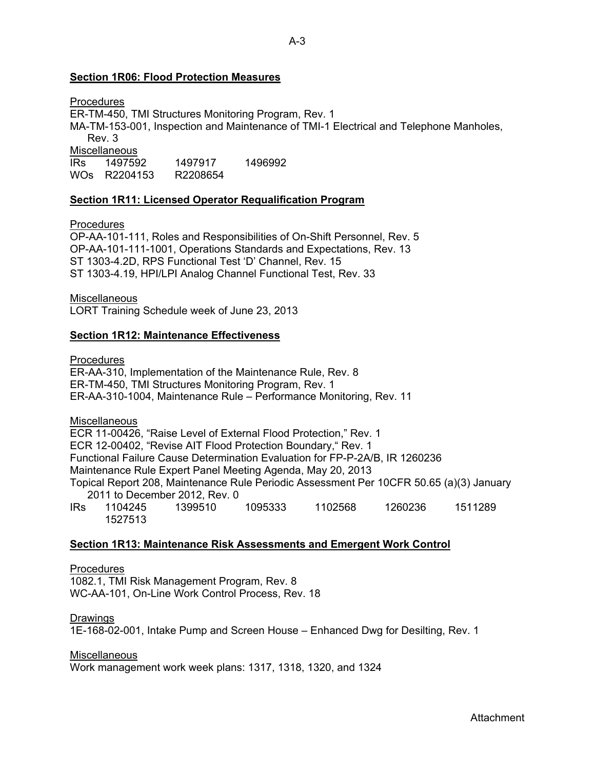**Section 1R06: Flood Protection Measures**

Procedures
ER-TM-450, TMI Structures Monitoring Program, Rev. 1
MA-TM-153-001, Inspection and Maintenance of TMI-1 Electrical and Telephone Manholes, Rev. 3

Miscellaneous

| | | | |
|---|---|---|---|
| IRs | 1497592 | 1497917 | 1496992 |
| WOs | R2204153 | R2208654 | |

**Section 1R11: Licensed Operator Requalification Program**

Procedures
OP-AA-101-111, Roles and Responsibilities of On-Shift Personnel, Rev. 5
OP-AA-101-111-1001, Operations Standards and Expectations, Rev. 13
ST 1303-4.2D, RPS Functional Test 'D' Channel, Rev. 15
ST 1303-4.19, HPI/LPI Analog Channel Functional Test, Rev. 33

Miscellaneous
LORT Training Schedule week of June 23, 2013

**Section 1R12: Maintenance Effectiveness**

Procedures
ER-AA-310, Implementation of the Maintenance Rule, Rev. 8
ER-TM-450, TMI Structures Monitoring Program, Rev. 1
ER-AA-310-1004, Maintenance Rule – Performance Monitoring, Rev. 11

Miscellaneous
ECR 11-00426, "Raise Level of External Flood Protection," Rev. 1
ECR 12-00402, "Revise AIT Flood Protection Boundary," Rev. 1
Functional Failure Cause Determination Evaluation for FP-P-2A/B, IR 1260236
Maintenance Rule Expert Panel Meeting Agenda, May 20, 2013
Topical Report 208, Maintenance Rule Periodic Assessment Per 10CFR 50.65 (a)(3) January 2011 to December 2012, Rev. 0

| | | | | | | |
|---|---|---|---|---|---|---|
| IRs | 1104245 | 1399510 | 1095333 | 1102568 | 1260236 | 1511289 |
| | 1527513 | | | | | |

**Section 1R13: Maintenance Risk Assessments and Emergent Work Control**

Procedures
1082.1, TMI Risk Management Program, Rev. 8
WC-AA-101, On-Line Work Control Process, Rev. 18

Drawings
1E-168-02-001, Intake Pump and Screen House – Enhanced Dwg for Desilting, Rev. 1

Miscellaneous
Work management work week plans: 1317, 1318, 1320, and 1324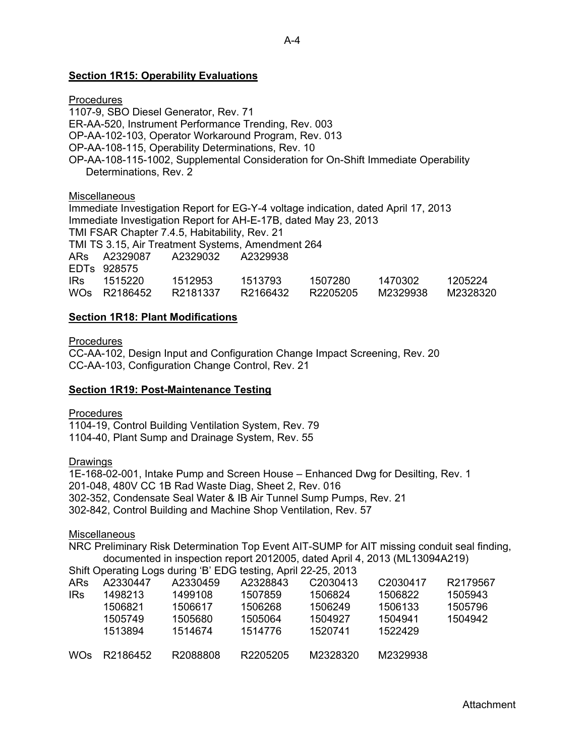**Section 1R15: Operability Evaluations**

Procedures

1107-9, SBO Diesel Generator, Rev. 71
ER-AA-520, Instrument Performance Trending, Rev. 003
OP-AA-102-103, Operator Workaround Program, Rev. 013
OP-AA-108-115, Operability Determinations, Rev. 10
OP-AA-108-115-1002, Supplemental Consideration for On-Shift Immediate Operability Determinations, Rev. 2

Miscellaneous

Immediate Investigation Report for EG-Y-4 voltage indication, dated April 17, 2013
Immediate Investigation Report for AH-E-17B, dated May 23, 2013
TMI FSAR Chapter 7.4.5, Habitability, Rev. 21
TMI TS 3.15, Air Treatment Systems, Amendment 264

| | | | | | | |
|---|---|---|---|---|---|---|
| ARs | A2329087 | A2329032 | A2329938 | | | |
| EDTs | 928575 | | | | | |
| IRs | 1515220 | 1512953 | 1513793 | 1507280 | 1470302 | 1205224 |
| WOs | R2186452 | R2181337 | R2166432 | R2205205 | M2329938 | M2328320 |

**Section 1R18: Plant Modifications**

Procedures

CC-AA-102, Design Input and Configuration Change Impact Screening, Rev. 20
CC-AA-103, Configuration Change Control, Rev. 21

**Section 1R19: Post-Maintenance Testing**

Procedures

1104-19, Control Building Ventilation System, Rev. 79
1104-40, Plant Sump and Drainage System, Rev. 55

Drawings

1E-168-02-001, Intake Pump and Screen House – Enhanced Dwg for Desilting, Rev. 1
201-048, 480V CC 1B Rad Waste Diag, Sheet 2, Rev. 016
302-352, Condensate Seal Water & IB Air Tunnel Sump Pumps, Rev. 21
302-842, Control Building and Machine Shop Ventilation, Rev. 57

Miscellaneous

NRC Preliminary Risk Determination Top Event AIT-SUMP for AIT missing conduit seal finding, documented in inspection report 2012005, dated April 4, 2013 (ML13094A219)
Shift Operating Logs during 'B' EDG testing, April 22-25, 2013

| | | | | | | |
|---|---|---|---|---|---|---|
| ARs | A2330447 | A2330459 | A2328843 | C2030413 | C2030417 | R2179567 |
| IRs | 1498213 | 1499108 | 1507859 | 1506824 | 1506822 | 1505943 |
| | 1506821 | 1506617 | 1506268 | 1506249 | 1506133 | 1505796 |
| | 1505749 | 1505680 | 1505064 | 1504927 | 1504941 | 1504942 |
| | 1513894 | 1514674 | 1514776 | 1520741 | 1522429 | |
| WOs | R2186452 | R2088808 | R2205205 | M2328320 | M2329938 | |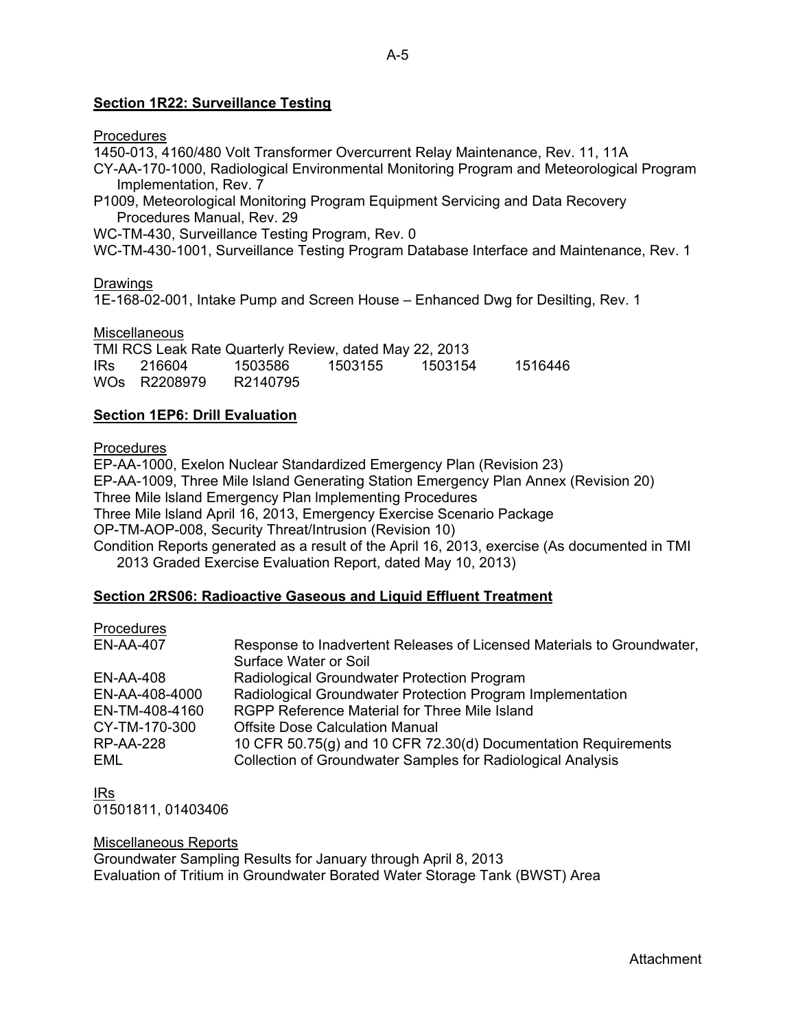**Section 1R22: Surveillance Testing**

Procedures

1450-013, 4160/480 Volt Transformer Overcurrent Relay Maintenance, Rev. 11, 11A

CY-AA-170-1000, Radiological Environmental Monitoring Program and Meteorological Program Implementation, Rev. 7

P1009, Meteorological Monitoring Program Equipment Servicing and Data Recovery Procedures Manual, Rev. 29

WC-TM-430, Surveillance Testing Program, Rev. 0

WC-TM-430-1001, Surveillance Testing Program Database Interface and Maintenance, Rev. 1

Drawings

1E-168-02-001, Intake Pump and Screen House – Enhanced Dwg for Desilting, Rev. 1

Miscellaneous

TMI RCS Leak Rate Quarterly Review, dated May 22, 2013

| | | | | | |
|---|---|---|---|---|---|
| IRs | 216604 | 1503586 | 1503155 | 1503154 | 1516446 |
| WOs | R2208979 | R2140795 | | | |

**Section 1EP6: Drill Evaluation**

Procedures

EP-AA-1000, Exelon Nuclear Standardized Emergency Plan (Revision 23)

EP-AA-1009, Three Mile Island Generating Station Emergency Plan Annex (Revision 20)

Three Mile Island Emergency Plan Implementing Procedures

Three Mile Island April 16, 2013, Emergency Exercise Scenario Package

OP-TM-AOP-008, Security Threat/Intrusion (Revision 10)

Condition Reports generated as a result of the April 16, 2013, exercise (As documented in TMI 2013 Graded Exercise Evaluation Report, dated May 10, 2013)

**Section 2RS06: Radioactive Gaseous and Liquid Effluent Treatment**

Procedures

| | |
|---|---|
| EN-AA-407 | Response to Inadvertent Releases of Licensed Materials to Groundwater, Surface Water or Soil |
| EN-AA-408 | Radiological Groundwater Protection Program |
| EN-AA-408-4000 | Radiological Groundwater Protection Program Implementation |
| EN-TM-408-4160 | RGPP Reference Material for Three Mile Island |
| CY-TM-170-300 | Offsite Dose Calculation Manual |
| RP-AA-228 | 10 CFR 50.75(g) and 10 CFR 72.30(d) Documentation Requirements |
| EML | Collection of Groundwater Samples for Radiological Analysis |

IRs

01501811, 01403406

Miscellaneous Reports

Groundwater Sampling Results for January through April 8, 2013

Evaluation of Tritium in Groundwater Borated Water Storage Tank (BWST) Area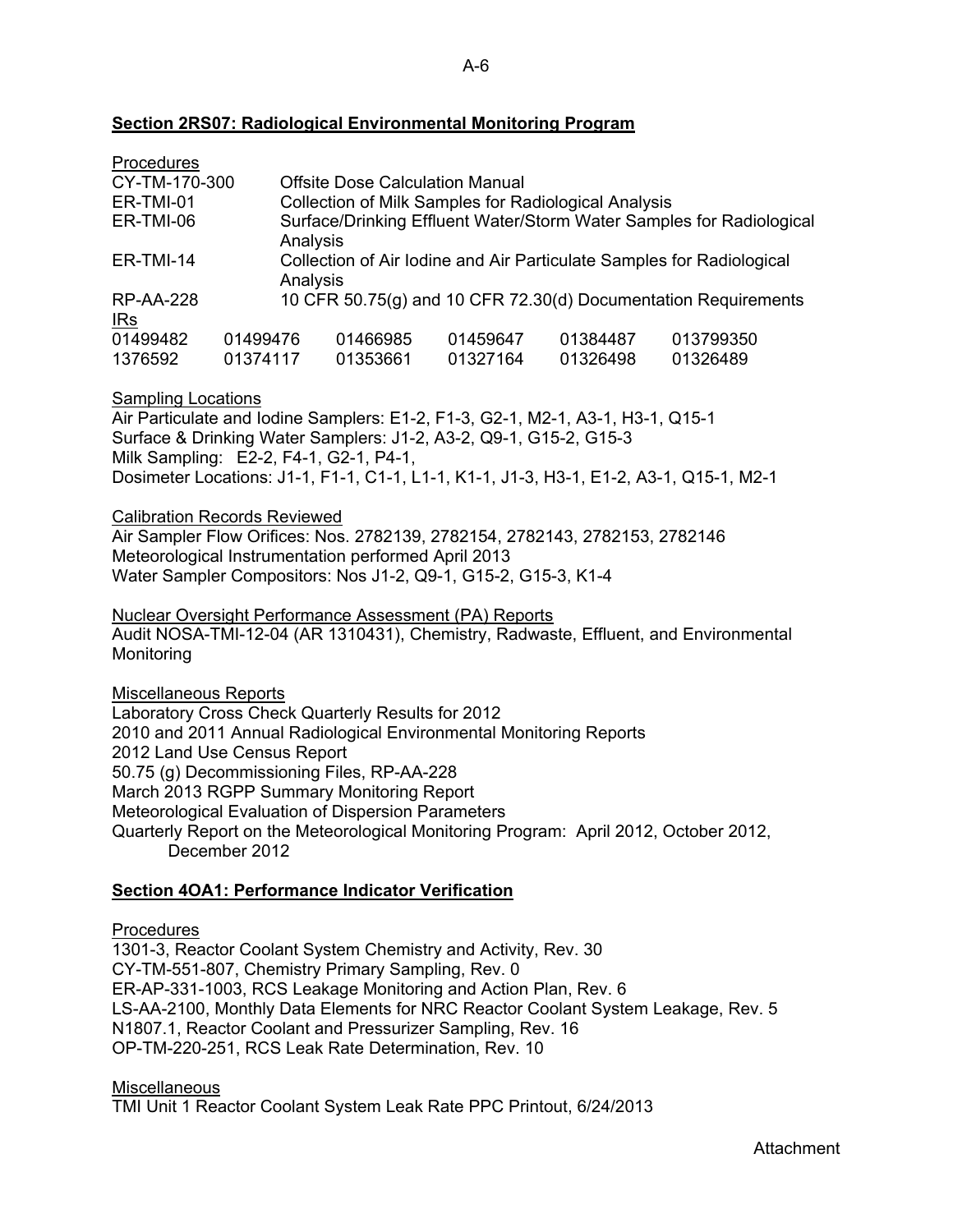## Section 2RS07: Radiological Environmental Monitoring Program

Procedures

| | |
|---|---|
| CY-TM-170-300 | Offsite Dose Calculation Manual |
| ER-TMI-01 | Collection of Milk Samples for Radiological Analysis |
| ER-TMI-06 | Surface/Drinking Effluent Water/Storm Water Samples for Radiological Analysis |
| ER-TMI-14 | Collection of Air Iodine and Air Particulate Samples for Radiological Analysis |
| RP-AA-228 | 10 CFR 50.75(g) and 10 CFR 72.30(d) Documentation Requirements |

IRs

| | | | | | |
|---|---|---|---|---|---|
| 01499482 | 01499476 | 01466985 | 01459647 | 01384487 | 013799350 |
| 1376592 | 01374117 | 01353661 | 01327164 | 01326498 | 01326489 |

Sampling Locations

Air Particulate and Iodine Samplers: E1-2, F1-3, G2-1, M2-1, A3-1, H3-1, Q15-1
Surface & Drinking Water Samplers: J1-2, A3-2, Q9-1, G15-2, G15-3
Milk Sampling: E2-2, F4-1, G2-1, P4-1,
Dosimeter Locations: J1-1, F1-1, C1-1, L1-1, K1-1, J1-3, H3-1, E1-2, A3-1, Q15-1, M2-1

Calibration Records Reviewed

Air Sampler Flow Orifices: Nos. 2782139, 2782154, 2782143, 2782153, 2782146
Meteorological Instrumentation performed April 2013
Water Sampler Compositors: Nos J1-2, Q9-1, G15-2, G15-3, K1-4

Nuclear Oversight Performance Assessment (PA) Reports

Audit NOSA-TMI-12-04 (AR 1310431), Chemistry, Radwaste, Effluent, and Environmental Monitoring

Miscellaneous Reports

Laboratory Cross Check Quarterly Results for 2012
2010 and 2011 Annual Radiological Environmental Monitoring Reports
2012 Land Use Census Report
50.75 (g) Decommissioning Files, RP-AA-228
March 2013 RGPP Summary Monitoring Report
Meteorological Evaluation of Dispersion Parameters
Quarterly Report on the Meteorological Monitoring Program: April 2012, October 2012, December 2012

## Section 4OA1: Performance Indicator Verification

Procedures

1301-3, Reactor Coolant System Chemistry and Activity, Rev. 30
CY-TM-551-807, Chemistry Primary Sampling, Rev. 0
ER-AP-331-1003, RCS Leakage Monitoring and Action Plan, Rev. 6
LS-AA-2100, Monthly Data Elements for NRC Reactor Coolant System Leakage, Rev. 5
N1807.1, Reactor Coolant and Pressurizer Sampling, Rev. 16
OP-TM-220-251, RCS Leak Rate Determination, Rev. 10

Miscellaneous

TMI Unit 1 Reactor Coolant System Leak Rate PPC Printout, 6/24/2013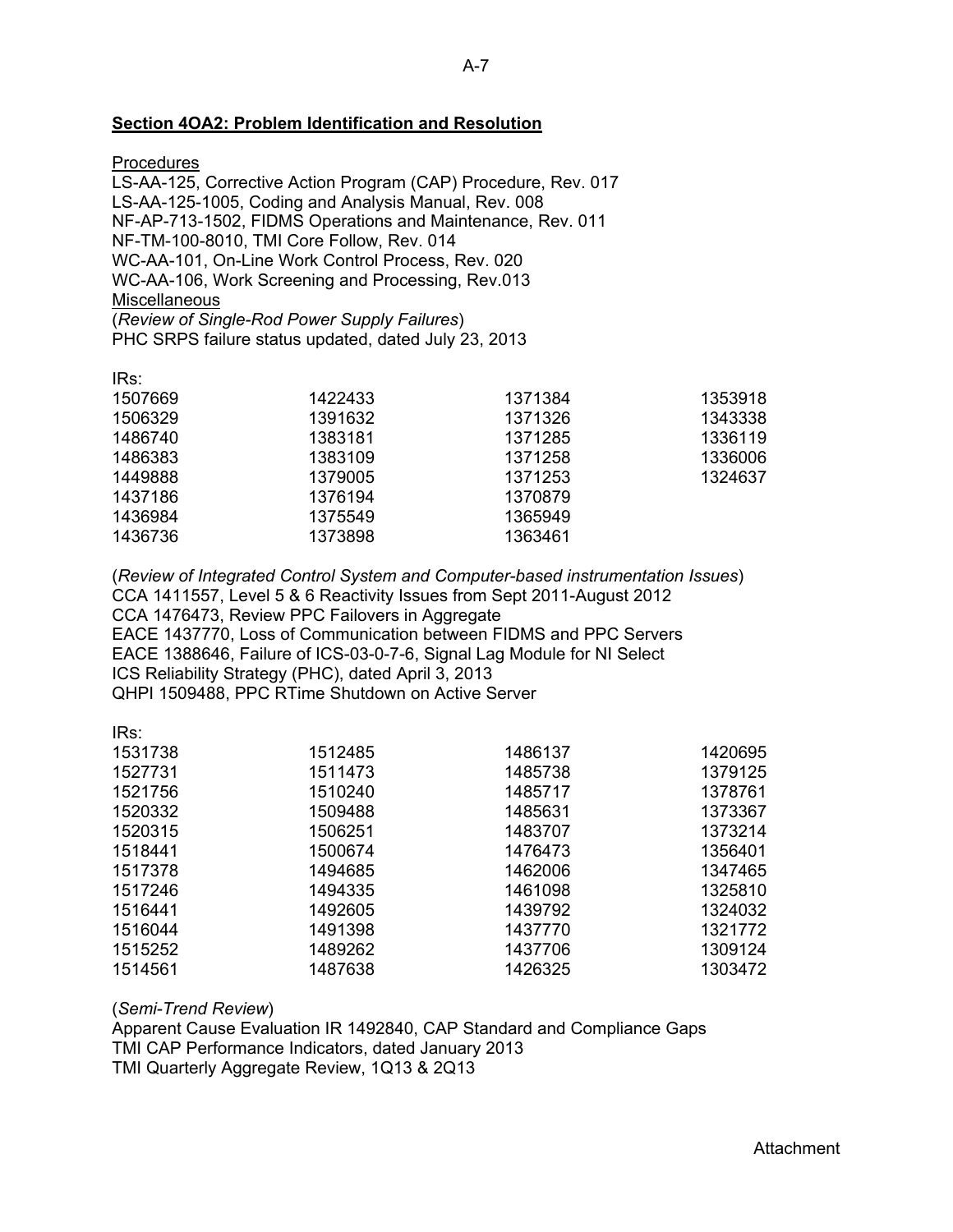**Section 4OA2: Problem Identification and Resolution**

Procedures

LS-AA-125, Corrective Action Program (CAP) Procedure, Rev. 017
LS-AA-125-1005, Coding and Analysis Manual, Rev. 008
NF-AP-713-1502, FIDMS Operations and Maintenance, Rev. 011
NF-TM-100-8010, TMI Core Follow, Rev. 014
WC-AA-101, On-Line Work Control Process, Rev. 020
WC-AA-106, Work Screening and Processing, Rev.013

Miscellaneous

(*Review of Single-Rod Power Supply Failures*)
PHC SRPS failure status updated, dated July 23, 2013

IRs:

| | | | |
|---|---|---|---|
| 1507669 | 1422433 | 1371384 | 1353918 |
| 1506329 | 1391632 | 1371326 | 1343338 |
| 1486740 | 1383181 | 1371285 | 1336119 |
| 1486383 | 1383109 | 1371258 | 1336006 |
| 1449888 | 1379005 | 1371253 | 1324637 |
| 1437186 | 1376194 | 1370879 | |
| 1436984 | 1375549 | 1365949 | |
| 1436736 | 1373898 | 1363461 | |

(*Review of Integrated Control System and Computer-based instrumentation Issues*)
CCA 1411557, Level 5 & 6 Reactivity Issues from Sept 2011-August 2012
CCA 1476473, Review PPC Failovers in Aggregate
EACE 1437770, Loss of Communication between FIDMS and PPC Servers
EACE 1388646, Failure of ICS-03-0-7-6, Signal Lag Module for NI Select
ICS Reliability Strategy (PHC), dated April 3, 2013
QHPI 1509488, PPC RTime Shutdown on Active Server

IRs:

| | | | |
|---|---|---|---|
| 1531738 | 1512485 | 1486137 | 1420695 |
| 1527731 | 1511473 | 1485738 | 1379125 |
| 1521756 | 1510240 | 1485717 | 1378761 |
| 1520332 | 1509488 | 1485631 | 1373367 |
| 1520315 | 1506251 | 1483707 | 1373214 |
| 1518441 | 1500674 | 1476473 | 1356401 |
| 1517378 | 1494685 | 1462006 | 1347465 |
| 1517246 | 1494335 | 1461098 | 1325810 |
| 1516441 | 1492605 | 1439792 | 1324032 |
| 1516044 | 1491398 | 1437770 | 1321772 |
| 1515252 | 1489262 | 1437706 | 1309124 |
| 1514561 | 1487638 | 1426325 | 1303472 |

(*Semi-Trend Review*)
Apparent Cause Evaluation IR 1492840, CAP Standard and Compliance Gaps
TMI CAP Performance Indicators, dated January 2013
TMI Quarterly Aggregate Review, 1Q13 & 2Q13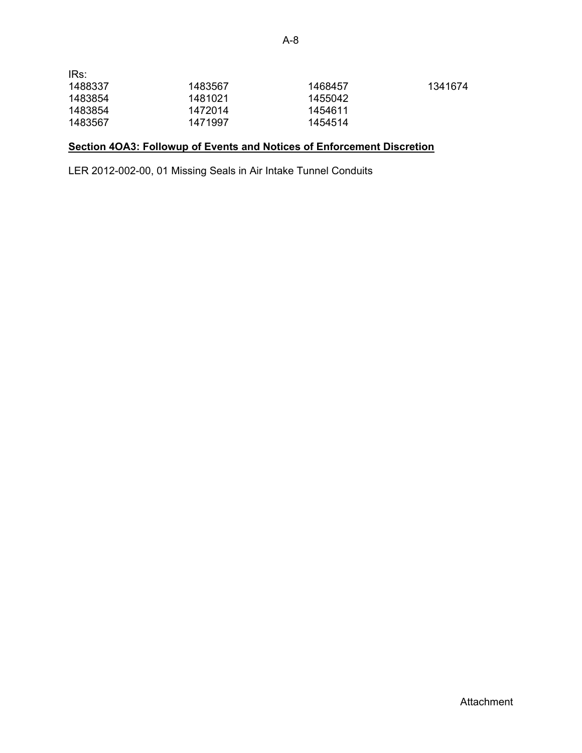IRs:

| | | | |
|---|---|---|---|
| 1488337 | 1483567 | 1468457 | 1341674 |
| 1483854 | 1481021 | 1455042 | |
| 1483854 | 1472014 | 1454611 | |
| 1483567 | 1471997 | 1454514 | |

**Section 4OA3: Followup of Events and Notices of Enforcement Discretion**

LER 2012-002-00, 01 Missing Seals in Air Intake Tunnel Conduits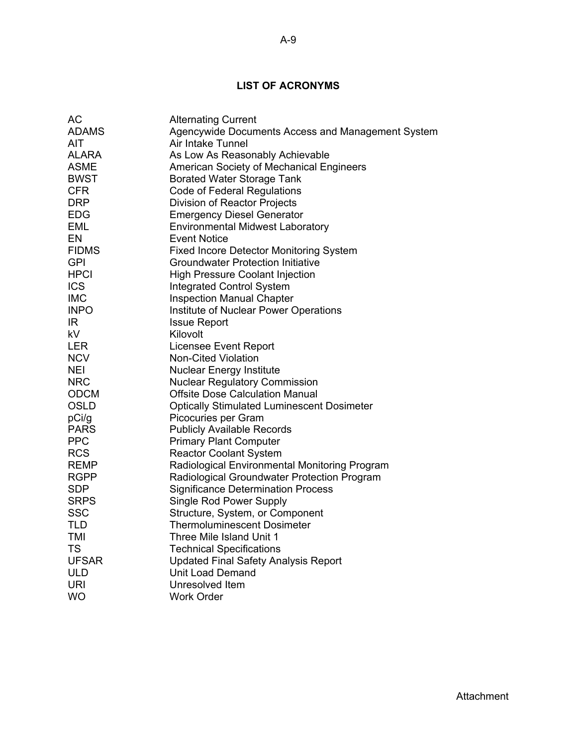## LIST OF ACRONYMS

| | |
|---|---|
| AC | Alternating Current |
| ADAMS | Agencywide Documents Access and Management System |
| AIT | Air Intake Tunnel |
| ALARA | As Low As Reasonably Achievable |
| ASME | American Society of Mechanical Engineers |
| BWST | Borated Water Storage Tank |
| CFR | Code of Federal Regulations |
| DRP | Division of Reactor Projects |
| EDG | Emergency Diesel Generator |
| EML | Environmental Midwest Laboratory |
| EN | Event Notice |
| FIDMS | Fixed Incore Detector Monitoring System |
| GPI | Groundwater Protection Initiative |
| HPCI | High Pressure Coolant Injection |
| ICS | Integrated Control System |
| IMC | Inspection Manual Chapter |
| INPO | Institute of Nuclear Power Operations |
| IR | Issue Report |
| kV | Kilovolt |
| LER | Licensee Event Report |
| NCV | Non-Cited Violation |
| NEI | Nuclear Energy Institute |
| NRC | Nuclear Regulatory Commission |
| ODCM | Offsite Dose Calculation Manual |
| OSLD | Optically Stimulated Luminescent Dosimeter |
| pCi/g | Picocuries per Gram |
| PARS | Publicly Available Records |
| PPC | Primary Plant Computer |
| RCS | Reactor Coolant System |
| REMP | Radiological Environmental Monitoring Program |
| RGPP | Radiological Groundwater Protection Program |
| SDP | Significance Determination Process |
| SRPS | Single Rod Power Supply |
| SSC | Structure, System, or Component |
| TLD | Thermoluminescent Dosimeter |
| TMI | Three Mile Island Unit 1 |
| TS | Technical Specifications |
| UFSAR | Updated Final Safety Analysis Report |
| ULD | Unit Load Demand |
| URI | Unresolved Item |
| WO | Work Order |